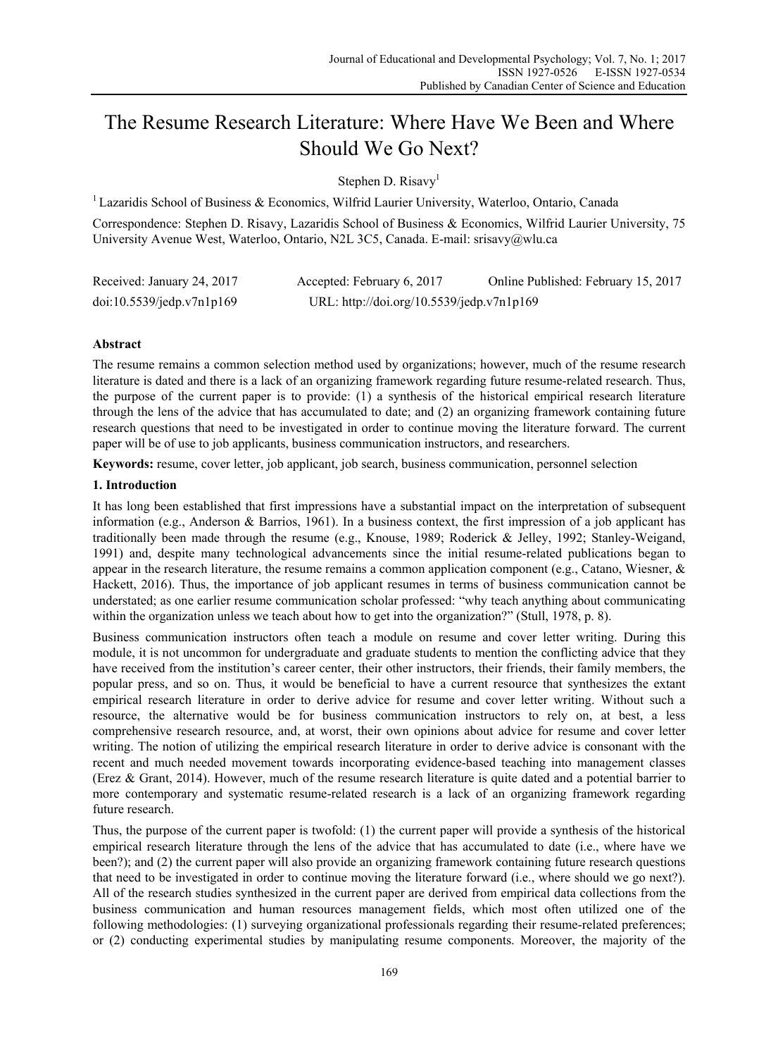# The Resume Research Literature: Where Have We Been and Where Should We Go Next?

Stephen D. Risavy[1]

[1] Lazaridis School of Business & Economics, Wilfrid Laurier University, Waterloo, Ontario, Canada

Correspondence: Stephen D. Risavy, Lazaridis School of Business & Economics, Wilfrid Laurier University, 75 University Avenue West, Waterloo, Ontario, N2L 3C5, Canada. E-mail: srisavy@wlu.ca

Received: January 24, 2017 Accepted: February 6, 2017 Online Published: February 15, 2017

doi:10.5539/jedp.v7n1p169 URL: http://doi.org/10.5539/jedp.v7n1p169

## Abstract

The resume remains a common selection method used by organizations; however, much of the resume research literature is dated and there is a lack of an organizing framework regarding future resume-related research. Thus, the purpose of the current paper is to provide: (1) a synthesis of the historical empirical research literature through the lens of the advice that has accumulated to date; and (2) an organizing framework containing future research questions that need to be investigated in order to continue moving the literature forward. The current paper will be of use to job applicants, business communication instructors, and researchers.

**Keywords:** resume, cover letter, job applicant, job search, business communication, personnel selection

## 1. Introduction

It has long been established that first impressions have a substantial impact on the interpretation of subsequent information (e.g., Anderson & Barrios, 1961). In a business context, the first impression of a job applicant has traditionally been made through the resume (e.g., Knouse, 1989; Roderick & Jelley, 1992; Stanley-Weigand, 1991) and, despite many technological advancements since the initial resume-related publications began to appear in the research literature, the resume remains a common application component (e.g., Catano, Wiesner, & Hackett, 2016). Thus, the importance of job applicant resumes in terms of business communication cannot be understated; as one earlier resume communication scholar professed: "why teach anything about communicating within the organization unless we teach about how to get into the organization?" (Stull, 1978, p. 8).

Business communication instructors often teach a module on resume and cover letter writing. During this module, it is not uncommon for undergraduate and graduate students to mention the conflicting advice that they have received from the institution's career center, their other instructors, their friends, their family members, the popular press, and so on. Thus, it would be beneficial to have a current resource that synthesizes the extant empirical research literature in order to derive advice for resume and cover letter writing. Without such a resource, the alternative would be for business communication instructors to rely on, at best, a less comprehensive research resource, and, at worst, their own opinions about advice for resume and cover letter writing. The notion of utilizing the empirical research literature in order to derive advice is consonant with the recent and much needed movement towards incorporating evidence-based teaching into management classes (Erez & Grant, 2014). However, much of the resume research literature is quite dated and a potential barrier to more contemporary and systematic resume-related research is a lack of an organizing framework regarding future research.

Thus, the purpose of the current paper is twofold: (1) the current paper will provide a synthesis of the historical empirical research literature through the lens of the advice that has accumulated to date (i.e., where have we been?); and (2) the current paper will also provide an organizing framework containing future research questions that need to be investigated in order to continue moving the literature forward (i.e., where should we go next?). All of the research studies synthesized in the current paper are derived from empirical data collections from the business communication and human resources management fields, which most often utilized one of the following methodologies: (1) surveying organizational professionals regarding their resume-related preferences; or (2) conducting experimental studies by manipulating resume components. Moreover, the majority of the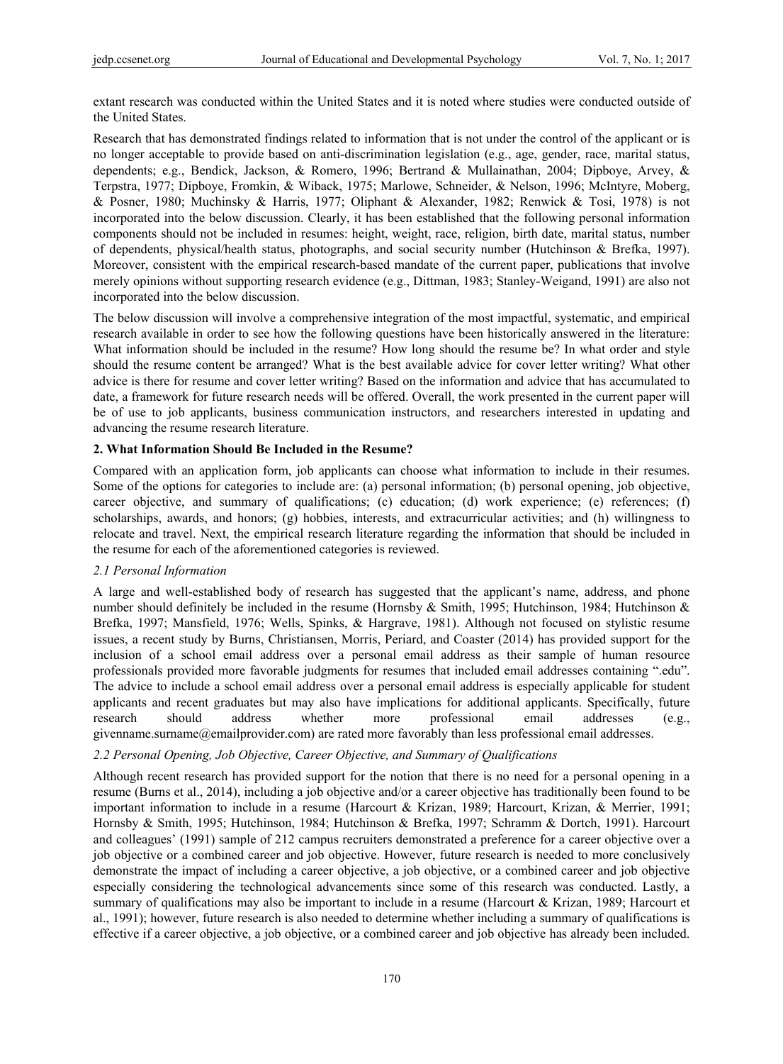extant research was conducted within the United States and it is noted where studies were conducted outside of the United States.

Research that has demonstrated findings related to information that is not under the control of the applicant or is no longer acceptable to provide based on anti-discrimination legislation (e.g., age, gender, race, marital status, dependents; e.g., Bendick, Jackson, & Romero, 1996; Bertrand & Mullainathan, 2004; Dipboye, Arvey, & Terpstra, 1977; Dipboye, Fromkin, & Wiback, 1975; Marlowe, Schneider, & Nelson, 1996; McIntyre, Moberg, & Posner, 1980; Muchinsky & Harris, 1977; Oliphant & Alexander, 1982; Renwick & Tosi, 1978) is not incorporated into the below discussion. Clearly, it has been established that the following personal information components should not be included in resumes: height, weight, race, religion, birth date, marital status, number of dependents, physical/health status, photographs, and social security number (Hutchinson & Brefka, 1997). Moreover, consistent with the empirical research-based mandate of the current paper, publications that involve merely opinions without supporting research evidence (e.g., Dittman, 1983; Stanley-Weigand, 1991) are also not incorporated into the below discussion.

The below discussion will involve a comprehensive integration of the most impactful, systematic, and empirical research available in order to see how the following questions have been historically answered in the literature: What information should be included in the resume? How long should the resume be? In what order and style should the resume content be arranged? What is the best available advice for cover letter writing? What other advice is there for resume and cover letter writing? Based on the information and advice that has accumulated to date, a framework for future research needs will be offered. Overall, the work presented in the current paper will be of use to job applicants, business communication instructors, and researchers interested in updating and advancing the resume research literature.

## 2. What Information Should Be Included in the Resume?

Compared with an application form, job applicants can choose what information to include in their resumes. Some of the options for categories to include are: (a) personal information; (b) personal opening, job objective, career objective, and summary of qualifications; (c) education; (d) work experience; (e) references; (f) scholarships, awards, and honors; (g) hobbies, interests, and extracurricular activities; and (h) willingness to relocate and travel. Next, the empirical research literature regarding the information that should be included in the resume for each of the aforementioned categories is reviewed.

### *2.1 Personal Information*

A large and well-established body of research has suggested that the applicant's name, address, and phone number should definitely be included in the resume (Hornsby & Smith, 1995; Hutchinson, 1984; Hutchinson & Brefka, 1997; Mansfield, 1976; Wells, Spinks, & Hargrave, 1981). Although not focused on stylistic resume issues, a recent study by Burns, Christiansen, Morris, Periard, and Coaster (2014) has provided support for the inclusion of a school email address over a personal email address as their sample of human resource professionals provided more favorable judgments for resumes that included email addresses containing ".edu". The advice to include a school email address over a personal email address is especially applicable for student applicants and recent graduates but may also have implications for additional applicants. Specifically, future research should address whether more professional email addresses (e.g., givenname.surname@emailprovider.com) are rated more favorably than less professional email addresses.

### *2.2 Personal Opening, Job Objective, Career Objective, and Summary of Qualifications*

Although recent research has provided support for the notion that there is no need for a personal opening in a resume (Burns et al., 2014), including a job objective and/or a career objective has traditionally been found to be important information to include in a resume (Harcourt & Krizan, 1989; Harcourt, Krizan, & Merrier, 1991; Hornsby & Smith, 1995; Hutchinson, 1984; Hutchinson & Brefka, 1997; Schramm & Dortch, 1991). Harcourt and colleagues' (1991) sample of 212 campus recruiters demonstrated a preference for a career objective over a job objective or a combined career and job objective. However, future research is needed to more conclusively demonstrate the impact of including a career objective, a job objective, or a combined career and job objective especially considering the technological advancements since some of this research was conducted. Lastly, a summary of qualifications may also be important to include in a resume (Harcourt & Krizan, 1989; Harcourt et al., 1991); however, future research is also needed to determine whether including a summary of qualifications is effective if a career objective, a job objective, or a combined career and job objective has already been included.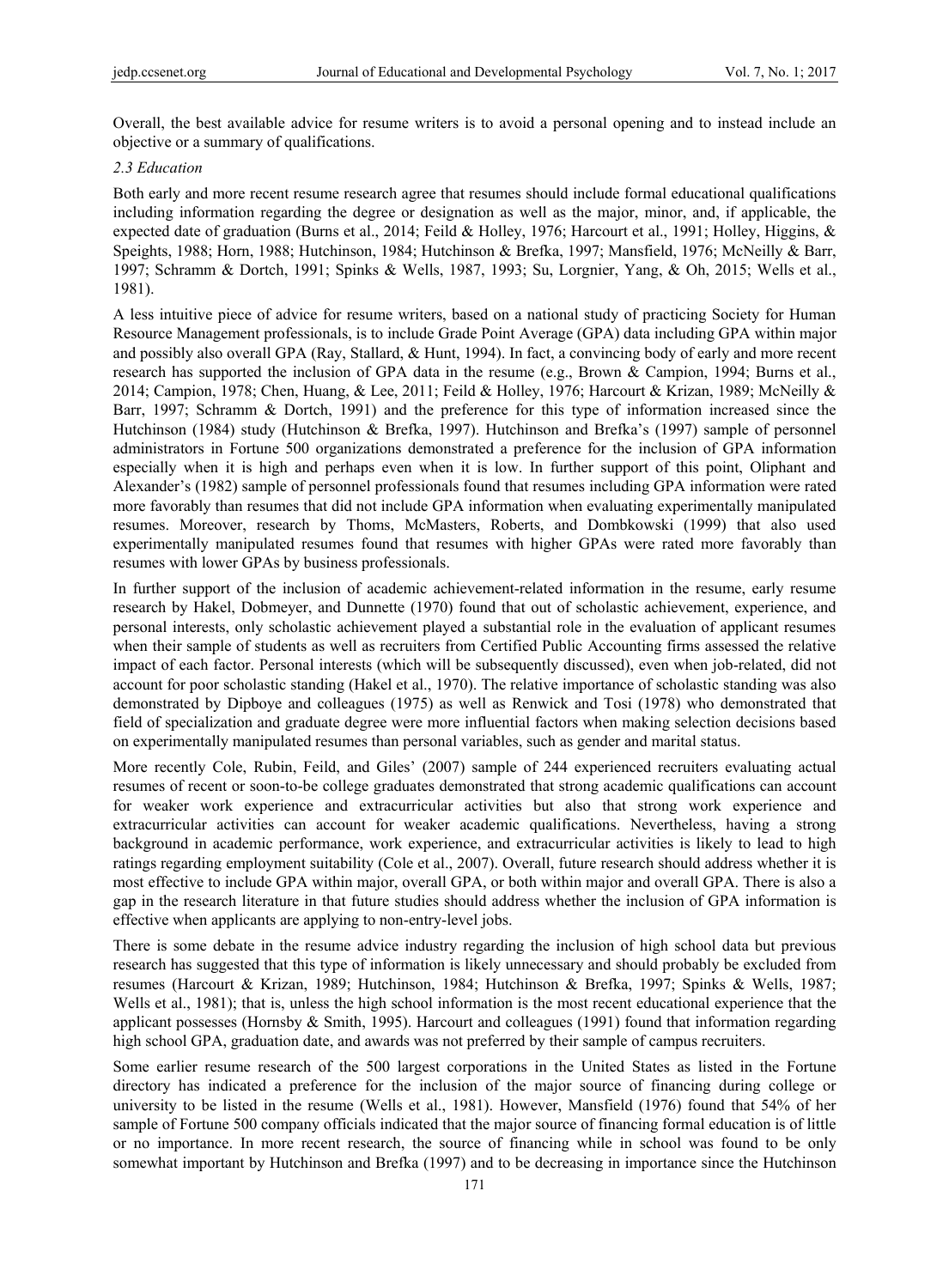Overall, the best available advice for resume writers is to avoid a personal opening and to instead include an objective or a summary of qualifications.

### *2.3 Education*

Both early and more recent resume research agree that resumes should include formal educational qualifications including information regarding the degree or designation as well as the major, minor, and, if applicable, the expected date of graduation (Burns et al., 2014; Feild & Holley, 1976; Harcourt et al., 1991; Holley, Higgins, & Speights, 1988; Horn, 1988; Hutchinson, 1984; Hutchinson & Brefka, 1997; Mansfield, 1976; McNeilly & Barr, 1997; Schramm & Dortch, 1991; Spinks & Wells, 1987, 1993; Su, Lorgnier, Yang, & Oh, 2015; Wells et al., 1981).

A less intuitive piece of advice for resume writers, based on a national study of practicing Society for Human Resource Management professionals, is to include Grade Point Average (GPA) data including GPA within major and possibly also overall GPA (Ray, Stallard, & Hunt, 1994). In fact, a convincing body of early and more recent research has supported the inclusion of GPA data in the resume (e.g., Brown & Campion, 1994; Burns et al., 2014; Campion, 1978; Chen, Huang, & Lee, 2011; Feild & Holley, 1976; Harcourt & Krizan, 1989; McNeilly & Barr, 1997; Schramm & Dortch, 1991) and the preference for this type of information increased since the Hutchinson (1984) study (Hutchinson & Brefka, 1997). Hutchinson and Brefka's (1997) sample of personnel administrators in Fortune 500 organizations demonstrated a preference for the inclusion of GPA information especially when it is high and perhaps even when it is low. In further support of this point, Oliphant and Alexander's (1982) sample of personnel professionals found that resumes including GPA information were rated more favorably than resumes that did not include GPA information when evaluating experimentally manipulated resumes. Moreover, research by Thoms, McMasters, Roberts, and Dombkowski (1999) that also used experimentally manipulated resumes found that resumes with higher GPAs were rated more favorably than resumes with lower GPAs by business professionals.

In further support of the inclusion of academic achievement-related information in the resume, early resume research by Hakel, Dobmeyer, and Dunnette (1970) found that out of scholastic achievement, experience, and personal interests, only scholastic achievement played a substantial role in the evaluation of applicant resumes when their sample of students as well as recruiters from Certified Public Accounting firms assessed the relative impact of each factor. Personal interests (which will be subsequently discussed), even when job-related, did not account for poor scholastic standing (Hakel et al., 1970). The relative importance of scholastic standing was also demonstrated by Dipboye and colleagues (1975) as well as Renwick and Tosi (1978) who demonstrated that field of specialization and graduate degree were more influential factors when making selection decisions based on experimentally manipulated resumes than personal variables, such as gender and marital status.

More recently Cole, Rubin, Feild, and Giles' (2007) sample of 244 experienced recruiters evaluating actual resumes of recent or soon-to-be college graduates demonstrated that strong academic qualifications can account for weaker work experience and extracurricular activities but also that strong work experience and extracurricular activities can account for weaker academic qualifications. Nevertheless, having a strong background in academic performance, work experience, and extracurricular activities is likely to lead to high ratings regarding employment suitability (Cole et al., 2007). Overall, future research should address whether it is most effective to include GPA within major, overall GPA, or both within major and overall GPA. There is also a gap in the research literature in that future studies should address whether the inclusion of GPA information is effective when applicants are applying to non-entry-level jobs.

There is some debate in the resume advice industry regarding the inclusion of high school data but previous research has suggested that this type of information is likely unnecessary and should probably be excluded from resumes (Harcourt & Krizan, 1989; Hutchinson, 1984; Hutchinson & Brefka, 1997; Spinks & Wells, 1987; Wells et al., 1981); that is, unless the high school information is the most recent educational experience that the applicant possesses (Hornsby & Smith, 1995). Harcourt and colleagues (1991) found that information regarding high school GPA, graduation date, and awards was not preferred by their sample of campus recruiters.

Some earlier resume research of the 500 largest corporations in the United States as listed in the Fortune directory has indicated a preference for the inclusion of the major source of financing during college or university to be listed in the resume (Wells et al., 1981). However, Mansfield (1976) found that 54% of her sample of Fortune 500 company officials indicated that the major source of financing formal education is of little or no importance. In more recent research, the source of financing while in school was found to be only somewhat important by Hutchinson and Brefka (1997) and to be decreasing in importance since the Hutchinson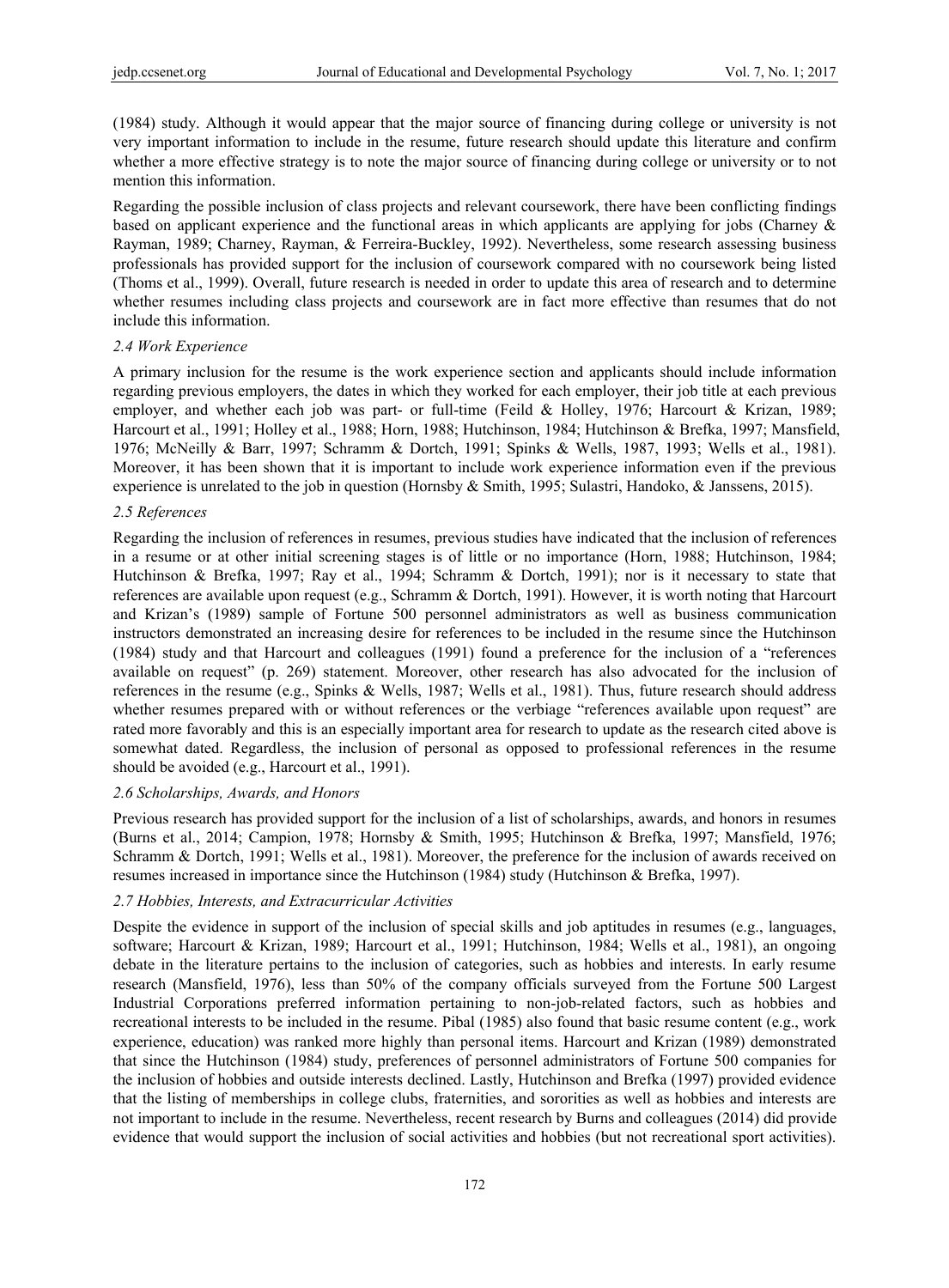(1984) study. Although it would appear that the major source of financing during college or university is not very important information to include in the resume, future research should update this literature and confirm whether a more effective strategy is to note the major source of financing during college or university or to not mention this information.

Regarding the possible inclusion of class projects and relevant coursework, there have been conflicting findings based on applicant experience and the functional areas in which applicants are applying for jobs (Charney & Rayman, 1989; Charney, Rayman, & Ferreira-Buckley, 1992). Nevertheless, some research assessing business professionals has provided support for the inclusion of coursework compared with no coursework being listed (Thoms et al., 1999). Overall, future research is needed in order to update this area of research and to determine whether resumes including class projects and coursework are in fact more effective than resumes that do not include this information.

### *2.4 Work Experience*

A primary inclusion for the resume is the work experience section and applicants should include information regarding previous employers, the dates in which they worked for each employer, their job title at each previous employer, and whether each job was part- or full-time (Feild & Holley, 1976; Harcourt & Krizan, 1989; Harcourt et al., 1991; Holley et al., 1988; Horn, 1988; Hutchinson, 1984; Hutchinson & Brefka, 1997; Mansfield, 1976; McNeilly & Barr, 1997; Schramm & Dortch, 1991; Spinks & Wells, 1987, 1993; Wells et al., 1981). Moreover, it has been shown that it is important to include work experience information even if the previous experience is unrelated to the job in question (Hornsby & Smith, 1995; Sulastri, Handoko, & Janssens, 2015).

### *2.5 References*

Regarding the inclusion of references in resumes, previous studies have indicated that the inclusion of references in a resume or at other initial screening stages is of little or no importance (Horn, 1988; Hutchinson, 1984; Hutchinson & Brefka, 1997; Ray et al., 1994; Schramm & Dortch, 1991); nor is it necessary to state that references are available upon request (e.g., Schramm & Dortch, 1991). However, it is worth noting that Harcourt and Krizan's (1989) sample of Fortune 500 personnel administrators as well as business communication instructors demonstrated an increasing desire for references to be included in the resume since the Hutchinson (1984) study and that Harcourt and colleagues (1991) found a preference for the inclusion of a "references available on request" (p. 269) statement. Moreover, other research has also advocated for the inclusion of references in the resume (e.g., Spinks & Wells, 1987; Wells et al., 1981). Thus, future research should address whether resumes prepared with or without references or the verbiage "references available upon request" are rated more favorably and this is an especially important area for research to update as the research cited above is somewhat dated. Regardless, the inclusion of personal as opposed to professional references in the resume should be avoided (e.g., Harcourt et al., 1991).

### *2.6 Scholarships, Awards, and Honors*

Previous research has provided support for the inclusion of a list of scholarships, awards, and honors in resumes (Burns et al., 2014; Campion, 1978; Hornsby & Smith, 1995; Hutchinson & Brefka, 1997; Mansfield, 1976; Schramm & Dortch, 1991; Wells et al., 1981). Moreover, the preference for the inclusion of awards received on resumes increased in importance since the Hutchinson (1984) study (Hutchinson & Brefka, 1997).

### *2.7 Hobbies, Interests, and Extracurricular Activities*

Despite the evidence in support of the inclusion of special skills and job aptitudes in resumes (e.g., languages, software; Harcourt & Krizan, 1989; Harcourt et al., 1991; Hutchinson, 1984; Wells et al., 1981), an ongoing debate in the literature pertains to the inclusion of categories, such as hobbies and interests. In early resume research (Mansfield, 1976), less than 50% of the company officials surveyed from the Fortune 500 Largest Industrial Corporations preferred information pertaining to non-job-related factors, such as hobbies and recreational interests to be included in the resume. Pibal (1985) also found that basic resume content (e.g., work experience, education) was ranked more highly than personal items. Harcourt and Krizan (1989) demonstrated that since the Hutchinson (1984) study, preferences of personnel administrators of Fortune 500 companies for the inclusion of hobbies and outside interests declined. Lastly, Hutchinson and Brefka (1997) provided evidence that the listing of memberships in college clubs, fraternities, and sororities as well as hobbies and interests are not important to include in the resume. Nevertheless, recent research by Burns and colleagues (2014) did provide evidence that would support the inclusion of social activities and hobbies (but not recreational sport activities).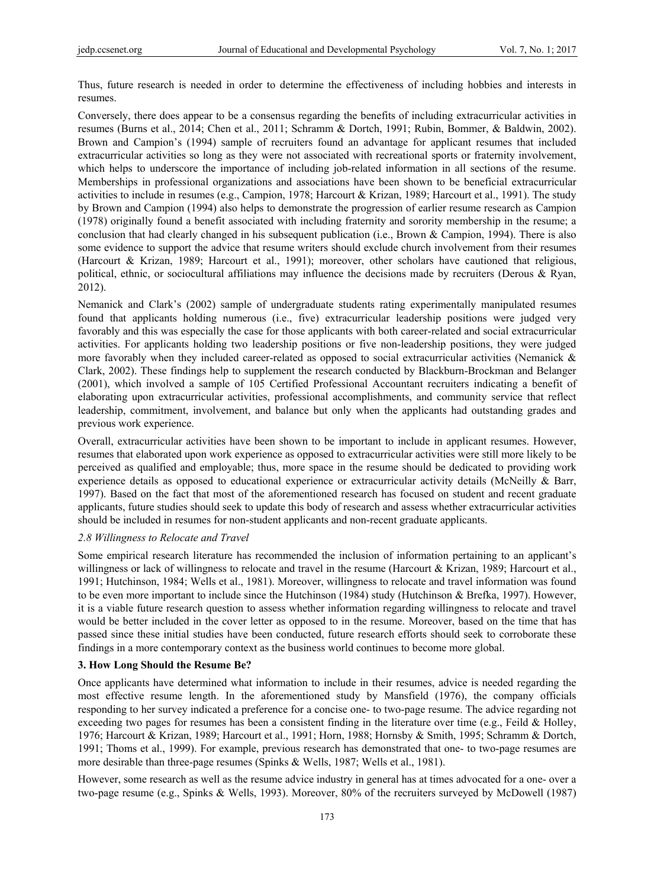Thus, future research is needed in order to determine the effectiveness of including hobbies and interests in resumes.

Conversely, there does appear to be a consensus regarding the benefits of including extracurricular activities in resumes (Burns et al., 2014; Chen et al., 2011; Schramm & Dortch, 1991; Rubin, Bommer, & Baldwin, 2002). Brown and Campion's (1994) sample of recruiters found an advantage for applicant resumes that included extracurricular activities so long as they were not associated with recreational sports or fraternity involvement, which helps to underscore the importance of including job-related information in all sections of the resume. Memberships in professional organizations and associations have been shown to be beneficial extracurricular activities to include in resumes (e.g., Campion, 1978; Harcourt & Krizan, 1989; Harcourt et al., 1991). The study by Brown and Campion (1994) also helps to demonstrate the progression of earlier resume research as Campion (1978) originally found a benefit associated with including fraternity and sorority membership in the resume; a conclusion that had clearly changed in his subsequent publication (i.e., Brown & Campion, 1994). There is also some evidence to support the advice that resume writers should exclude church involvement from their resumes (Harcourt & Krizan, 1989; Harcourt et al., 1991); moreover, other scholars have cautioned that religious, political, ethnic, or sociocultural affiliations may influence the decisions made by recruiters (Derous & Ryan, 2012).

Nemanick and Clark's (2002) sample of undergraduate students rating experimentally manipulated resumes found that applicants holding numerous (i.e., five) extracurricular leadership positions were judged very favorably and this was especially the case for those applicants with both career-related and social extracurricular activities. For applicants holding two leadership positions or five non-leadership positions, they were judged more favorably when they included career-related as opposed to social extracurricular activities (Nemanick & Clark, 2002). These findings help to supplement the research conducted by Blackburn-Brockman and Belanger (2001), which involved a sample of 105 Certified Professional Accountant recruiters indicating a benefit of elaborating upon extracurricular activities, professional accomplishments, and community service that reflect leadership, commitment, involvement, and balance but only when the applicants had outstanding grades and previous work experience.

Overall, extracurricular activities have been shown to be important to include in applicant resumes. However, resumes that elaborated upon work experience as opposed to extracurricular activities were still more likely to be perceived as qualified and employable; thus, more space in the resume should be dedicated to providing work experience details as opposed to educational experience or extracurricular activity details (McNeilly & Barr, 1997). Based on the fact that most of the aforementioned research has focused on student and recent graduate applicants, future studies should seek to update this body of research and assess whether extracurricular activities should be included in resumes for non-student applicants and non-recent graduate applicants.

### *2.8 Willingness to Relocate and Travel*

Some empirical research literature has recommended the inclusion of information pertaining to an applicant's willingness or lack of willingness to relocate and travel in the resume (Harcourt & Krizan, 1989; Harcourt et al., 1991; Hutchinson, 1984; Wells et al., 1981). Moreover, willingness to relocate and travel information was found to be even more important to include since the Hutchinson (1984) study (Hutchinson & Brefka, 1997). However, it is a viable future research question to assess whether information regarding willingness to relocate and travel would be better included in the cover letter as opposed to in the resume. Moreover, based on the time that has passed since these initial studies have been conducted, future research efforts should seek to corroborate these findings in a more contemporary context as the business world continues to become more global.

## 3. How Long Should the Resume Be?

Once applicants have determined what information to include in their resumes, advice is needed regarding the most effective resume length. In the aforementioned study by Mansfield (1976), the company officials responding to her survey indicated a preference for a concise one- to two-page resume. The advice regarding not exceeding two pages for resumes has been a consistent finding in the literature over time (e.g., Feild & Holley, 1976; Harcourt & Krizan, 1989; Harcourt et al., 1991; Horn, 1988; Hornsby & Smith, 1995; Schramm & Dortch, 1991; Thoms et al., 1999). For example, previous research has demonstrated that one- to two-page resumes are more desirable than three-page resumes (Spinks & Wells, 1987; Wells et al., 1981).

However, some research as well as the resume advice industry in general has at times advocated for a one- over a two-page resume (e.g., Spinks & Wells, 1993). Moreover, 80% of the recruiters surveyed by McDowell (1987)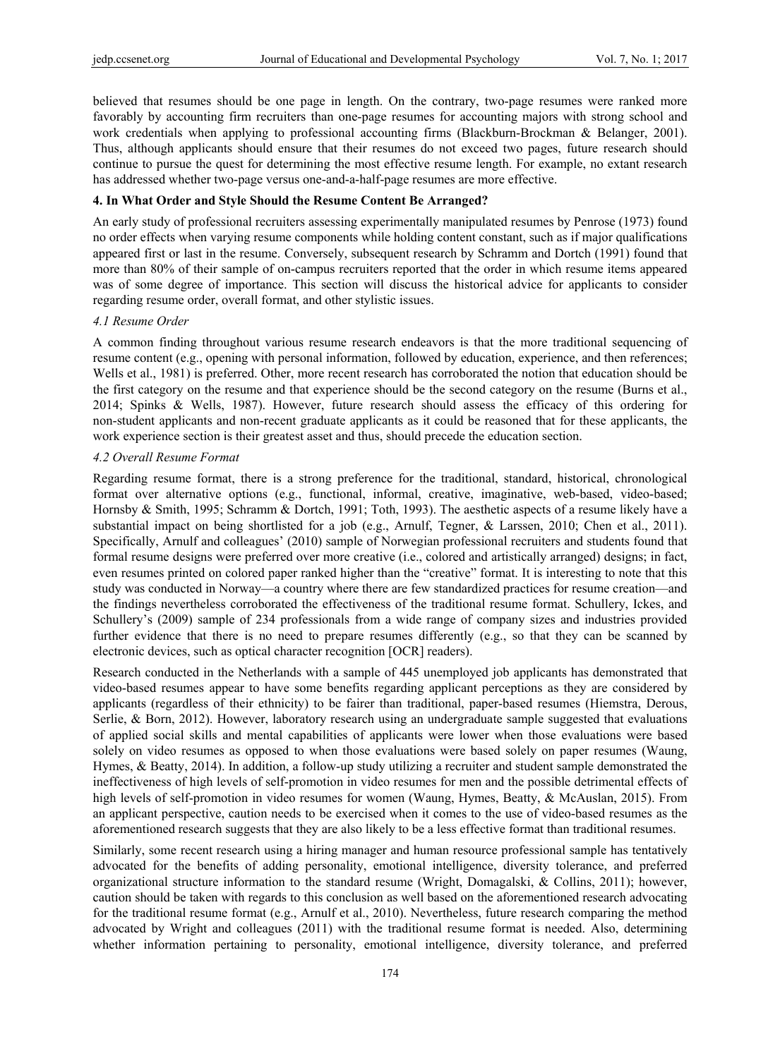believed that resumes should be one page in length. On the contrary, two-page resumes were ranked more favorably by accounting firm recruiters than one-page resumes for accounting majors with strong school and work credentials when applying to professional accounting firms (Blackburn-Brockman & Belanger, 2001). Thus, although applicants should ensure that their resumes do not exceed two pages, future research should continue to pursue the quest for determining the most effective resume length. For example, no extant research has addressed whether two-page versus one-and-a-half-page resumes are more effective.

## 4. In What Order and Style Should the Resume Content Be Arranged?

An early study of professional recruiters assessing experimentally manipulated resumes by Penrose (1973) found no order effects when varying resume components while holding content constant, such as if major qualifications appeared first or last in the resume. Conversely, subsequent research by Schramm and Dortch (1991) found that more than 80% of their sample of on-campus recruiters reported that the order in which resume items appeared was of some degree of importance. This section will discuss the historical advice for applicants to consider regarding resume order, overall format, and other stylistic issues.

### *4.1 Resume Order*

A common finding throughout various resume research endeavors is that the more traditional sequencing of resume content (e.g., opening with personal information, followed by education, experience, and then references; Wells et al., 1981) is preferred. Other, more recent research has corroborated the notion that education should be the first category on the resume and that experience should be the second category on the resume (Burns et al., 2014; Spinks & Wells, 1987). However, future research should assess the efficacy of this ordering for non-student applicants and non-recent graduate applicants as it could be reasoned that for these applicants, the work experience section is their greatest asset and thus, should precede the education section.

### *4.2 Overall Resume Format*

Regarding resume format, there is a strong preference for the traditional, standard, historical, chronological format over alternative options (e.g., functional, informal, creative, imaginative, web-based, video-based; Hornsby & Smith, 1995; Schramm & Dortch, 1991; Toth, 1993). The aesthetic aspects of a resume likely have a substantial impact on being shortlisted for a job (e.g., Arnulf, Tegner, & Larssen, 2010; Chen et al., 2011). Specifically, Arnulf and colleagues' (2010) sample of Norwegian professional recruiters and students found that formal resume designs were preferred over more creative (i.e., colored and artistically arranged) designs; in fact, even resumes printed on colored paper ranked higher than the "creative" format. It is interesting to note that this study was conducted in Norway—a country where there are few standardized practices for resume creation—and the findings nevertheless corroborated the effectiveness of the traditional resume format. Schullery, Ickes, and Schullery's (2009) sample of 234 professionals from a wide range of company sizes and industries provided further evidence that there is no need to prepare resumes differently (e.g., so that they can be scanned by electronic devices, such as optical character recognition [OCR] readers).

Research conducted in the Netherlands with a sample of 445 unemployed job applicants has demonstrated that video-based resumes appear to have some benefits regarding applicant perceptions as they are considered by applicants (regardless of their ethnicity) to be fairer than traditional, paper-based resumes (Hiemstra, Derous, Serlie, & Born, 2012). However, laboratory research using an undergraduate sample suggested that evaluations of applied social skills and mental capabilities of applicants were lower when those evaluations were based solely on video resumes as opposed to when those evaluations were based solely on paper resumes (Waung, Hymes, & Beatty, 2014). In addition, a follow-up study utilizing a recruiter and student sample demonstrated the ineffectiveness of high levels of self-promotion in video resumes for men and the possible detrimental effects of high levels of self-promotion in video resumes for women (Waung, Hymes, Beatty, & McAuslan, 2015). From an applicant perspective, caution needs to be exercised when it comes to the use of video-based resumes as the aforementioned research suggests that they are also likely to be a less effective format than traditional resumes.

Similarly, some recent research using a hiring manager and human resource professional sample has tentatively advocated for the benefits of adding personality, emotional intelligence, diversity tolerance, and preferred organizational structure information to the standard resume (Wright, Domagalski, & Collins, 2011); however, caution should be taken with regards to this conclusion as well based on the aforementioned research advocating for the traditional resume format (e.g., Arnulf et al., 2010). Nevertheless, future research comparing the method advocated by Wright and colleagues (2011) with the traditional resume format is needed. Also, determining whether information pertaining to personality, emotional intelligence, diversity tolerance, and preferred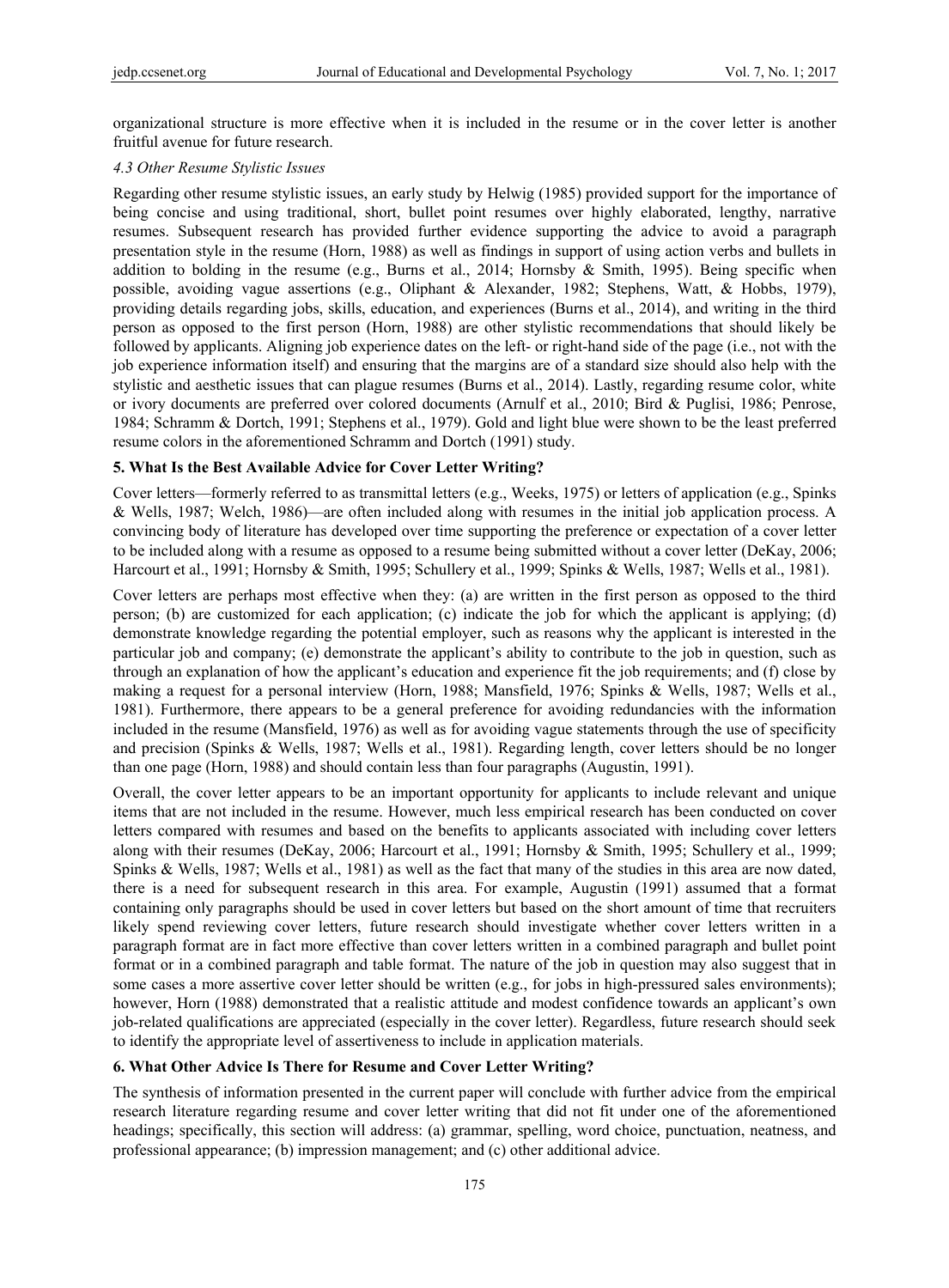organizational structure is more effective when it is included in the resume or in the cover letter is another fruitful avenue for future research.

### *4.3 Other Resume Stylistic Issues*

Regarding other resume stylistic issues, an early study by Helwig (1985) provided support for the importance of being concise and using traditional, short, bullet point resumes over highly elaborated, lengthy, narrative resumes. Subsequent research has provided further evidence supporting the advice to avoid a paragraph presentation style in the resume (Horn, 1988) as well as findings in support of using action verbs and bullets in addition to bolding in the resume (e.g., Burns et al., 2014; Hornsby & Smith, 1995). Being specific when possible, avoiding vague assertions (e.g., Oliphant & Alexander, 1982; Stephens, Watt, & Hobbs, 1979), providing details regarding jobs, skills, education, and experiences (Burns et al., 2014), and writing in the third person as opposed to the first person (Horn, 1988) are other stylistic recommendations that should likely be followed by applicants. Aligning job experience dates on the left- or right-hand side of the page (i.e., not with the job experience information itself) and ensuring that the margins are of a standard size should also help with the stylistic and aesthetic issues that can plague resumes (Burns et al., 2014). Lastly, regarding resume color, white or ivory documents are preferred over colored documents (Arnulf et al., 2010; Bird & Puglisi, 1986; Penrose, 1984; Schramm & Dortch, 1991; Stephens et al., 1979). Gold and light blue were shown to be the least preferred resume colors in the aforementioned Schramm and Dortch (1991) study.

## 5. What Is the Best Available Advice for Cover Letter Writing?

Cover letters—formerly referred to as transmittal letters (e.g., Weeks, 1975) or letters of application (e.g., Spinks & Wells, 1987; Welch, 1986)—are often included along with resumes in the initial job application process. A convincing body of literature has developed over time supporting the preference or expectation of a cover letter to be included along with a resume as opposed to a resume being submitted without a cover letter (DeKay, 2006; Harcourt et al., 1991; Hornsby & Smith, 1995; Schullery et al., 1999; Spinks & Wells, 1987; Wells et al., 1981).

Cover letters are perhaps most effective when they: (a) are written in the first person as opposed to the third person; (b) are customized for each application; (c) indicate the job for which the applicant is applying; (d) demonstrate knowledge regarding the potential employer, such as reasons why the applicant is interested in the particular job and company; (e) demonstrate the applicant's ability to contribute to the job in question, such as through an explanation of how the applicant's education and experience fit the job requirements; and (f) close by making a request for a personal interview (Horn, 1988; Mansfield, 1976; Spinks & Wells, 1987; Wells et al., 1981). Furthermore, there appears to be a general preference for avoiding redundancies with the information included in the resume (Mansfield, 1976) as well as for avoiding vague statements through the use of specificity and precision (Spinks & Wells, 1987; Wells et al., 1981). Regarding length, cover letters should be no longer than one page (Horn, 1988) and should contain less than four paragraphs (Augustin, 1991).

Overall, the cover letter appears to be an important opportunity for applicants to include relevant and unique items that are not included in the resume. However, much less empirical research has been conducted on cover letters compared with resumes and based on the benefits to applicants associated with including cover letters along with their resumes (DeKay, 2006; Harcourt et al., 1991; Hornsby & Smith, 1995; Schullery et al., 1999; Spinks & Wells, 1987; Wells et al., 1981) as well as the fact that many of the studies in this area are now dated, there is a need for subsequent research in this area. For example, Augustin (1991) assumed that a format containing only paragraphs should be used in cover letters but based on the short amount of time that recruiters likely spend reviewing cover letters, future research should investigate whether cover letters written in a paragraph format are in fact more effective than cover letters written in a combined paragraph and bullet point format or in a combined paragraph and table format. The nature of the job in question may also suggest that in some cases a more assertive cover letter should be written (e.g., for jobs in high-pressured sales environments); however, Horn (1988) demonstrated that a realistic attitude and modest confidence towards an applicant's own job-related qualifications are appreciated (especially in the cover letter). Regardless, future research should seek to identify the appropriate level of assertiveness to include in application materials.

## 6. What Other Advice Is There for Resume and Cover Letter Writing?

The synthesis of information presented in the current paper will conclude with further advice from the empirical research literature regarding resume and cover letter writing that did not fit under one of the aforementioned headings; specifically, this section will address: (a) grammar, spelling, word choice, punctuation, neatness, and professional appearance; (b) impression management; and (c) other additional advice.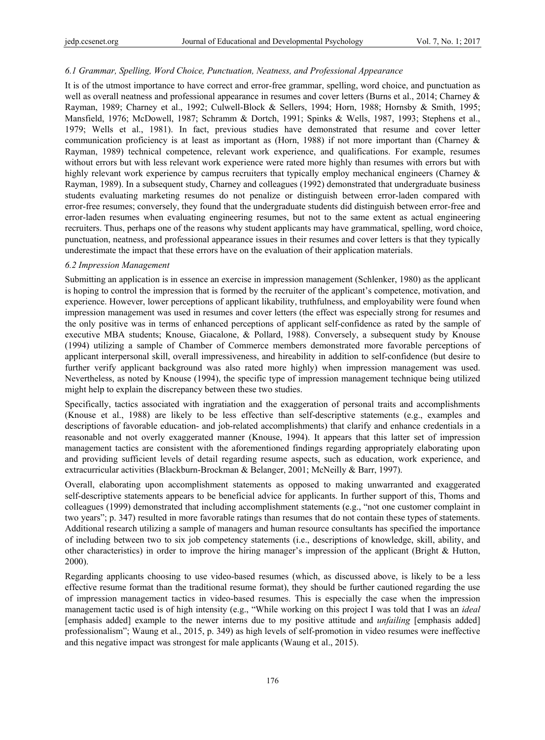### *6.1 Grammar, Spelling, Word Choice, Punctuation, Neatness, and Professional Appearance*

It is of the utmost importance to have correct and error-free grammar, spelling, word choice, and punctuation as well as overall neatness and professional appearance in resumes and cover letters (Burns et al., 2014; Charney & Rayman, 1989; Charney et al., 1992; Culwell-Block & Sellers, 1994; Horn, 1988; Hornsby & Smith, 1995; Mansfield, 1976; McDowell, 1987; Schramm & Dortch, 1991; Spinks & Wells, 1987, 1993; Stephens et al., 1979; Wells et al., 1981). In fact, previous studies have demonstrated that resume and cover letter communication proficiency is at least as important as (Horn, 1988) if not more important than (Charney & Rayman, 1989) technical competence, relevant work experience, and qualifications. For example, resumes without errors but with less relevant work experience were rated more highly than resumes with errors but with highly relevant work experience by campus recruiters that typically employ mechanical engineers (Charney & Rayman, 1989). In a subsequent study, Charney and colleagues (1992) demonstrated that undergraduate business students evaluating marketing resumes do not penalize or distinguish between error-laden compared with error-free resumes; conversely, they found that the undergraduate students did distinguish between error-free and error-laden resumes when evaluating engineering resumes, but not to the same extent as actual engineering recruiters. Thus, perhaps one of the reasons why student applicants may have grammatical, spelling, word choice, punctuation, neatness, and professional appearance issues in their resumes and cover letters is that they typically underestimate the impact that these errors have on the evaluation of their application materials.

### *6.2 Impression Management*

Submitting an application is in essence an exercise in impression management (Schlenker, 1980) as the applicant is hoping to control the impression that is formed by the recruiter of the applicant's competence, motivation, and experience. However, lower perceptions of applicant likability, truthfulness, and employability were found when impression management was used in resumes and cover letters (the effect was especially strong for resumes and the only positive was in terms of enhanced perceptions of applicant self-confidence as rated by the sample of executive MBA students; Knouse, Giacalone, & Pollard, 1988). Conversely, a subsequent study by Knouse (1994) utilizing a sample of Chamber of Commerce members demonstrated more favorable perceptions of applicant interpersonal skill, overall impressiveness, and hireability in addition to self-confidence (but desire to further verify applicant background was also rated more highly) when impression management was used. Nevertheless, as noted by Knouse (1994), the specific type of impression management technique being utilized might help to explain the discrepancy between these two studies.

Specifically, tactics associated with ingratiation and the exaggeration of personal traits and accomplishments (Knouse et al., 1988) are likely to be less effective than self-descriptive statements (e.g., examples and descriptions of favorable education- and job-related accomplishments) that clarify and enhance credentials in a reasonable and not overly exaggerated manner (Knouse, 1994). It appears that this latter set of impression management tactics are consistent with the aforementioned findings regarding appropriately elaborating upon and providing sufficient levels of detail regarding resume aspects, such as education, work experience, and extracurricular activities (Blackburn-Brockman & Belanger, 2001; McNeilly & Barr, 1997).

Overall, elaborating upon accomplishment statements as opposed to making unwarranted and exaggerated self-descriptive statements appears to be beneficial advice for applicants. In further support of this, Thoms and colleagues (1999) demonstrated that including accomplishment statements (e.g., "not one customer complaint in two years"; p. 347) resulted in more favorable ratings than resumes that do not contain these types of statements. Additional research utilizing a sample of managers and human resource consultants has specified the importance of including between two to six job competency statements (i.e., descriptions of knowledge, skill, ability, and other characteristics) in order to improve the hiring manager's impression of the applicant (Bright & Hutton, 2000).

Regarding applicants choosing to use video-based resumes (which, as discussed above, is likely to be a less effective resume format than the traditional resume format), they should be further cautioned regarding the use of impression management tactics in video-based resumes. This is especially the case when the impression management tactic used is of high intensity (e.g., "While working on this project I was told that I was an *ideal* [emphasis added] example to the newer interns due to my positive attitude and *unfailing* [emphasis added] professionalism"; Waung et al., 2015, p. 349) as high levels of self-promotion in video resumes were ineffective and this negative impact was strongest for male applicants (Waung et al., 2015).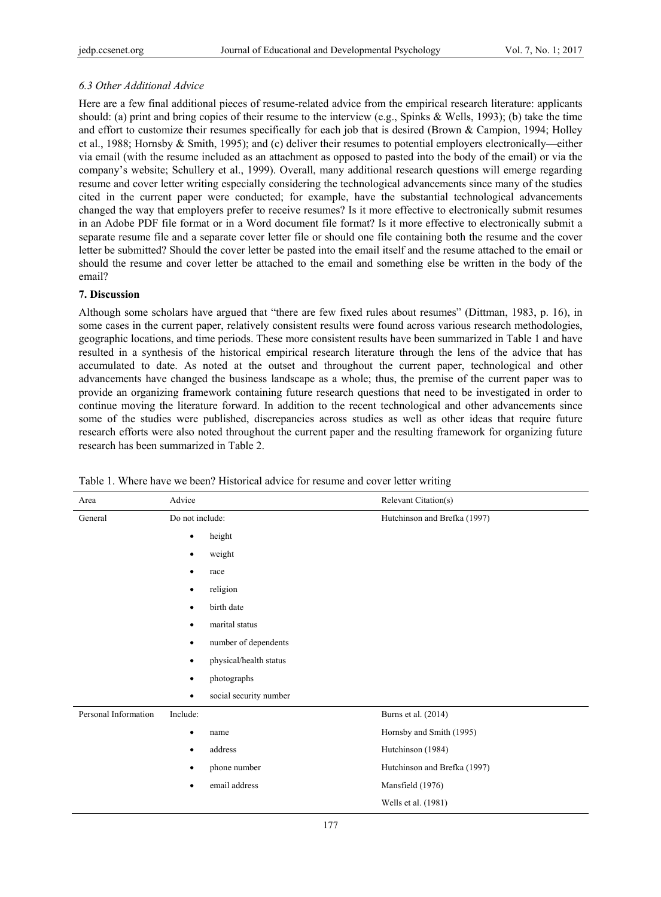### 6.3 Other Additional Advice

Here are a few final additional pieces of resume-related advice from the empirical research literature: applicants should: (a) print and bring copies of their resume to the interview (e.g., Spinks & Wells, 1993); (b) take the time and effort to customize their resumes specifically for each job that is desired (Brown & Campion, 1994; Holley et al., 1988; Hornsby & Smith, 1995); and (c) deliver their resumes to potential employers electronically—either via email (with the resume included as an attachment as opposed to pasted into the body of the email) or via the company's website; Schullery et al., 1999). Overall, many additional research questions will emerge regarding resume and cover letter writing especially considering the technological advancements since many of the studies cited in the current paper were conducted; for example, have the substantial technological advancements changed the way that employers prefer to receive resumes? Is it more effective to electronically submit resumes in an Adobe PDF file format or in a Word document file format? Is it more effective to electronically submit a separate resume file and a separate cover letter file or should one file containing both the resume and the cover letter be submitted? Should the cover letter be pasted into the email itself and the resume attached to the email or should the resume and cover letter be attached to the email and something else be written in the body of the email?

## 7. Discussion

Although some scholars have argued that "there are few fixed rules about resumes" (Dittman, 1983, p. 16), in some cases in the current paper, relatively consistent results were found across various research methodologies, geographic locations, and time periods. These more consistent results have been summarized in Table 1 and have resulted in a synthesis of the historical empirical research literature through the lens of the advice that has accumulated to date. As noted at the outset and throughout the current paper, technological and other advancements have changed the business landscape as a whole; thus, the premise of the current paper was to provide an organizing framework containing future research questions that need to be investigated in order to continue moving the literature forward. In addition to the recent technological and other advancements since some of the studies were published, discrepancies across studies as well as other ideas that require future research efforts were also noted throughout the current paper and the resulting framework for organizing future research has been summarized in Table 2.

Table 1. Where have we been? Historical advice for resume and cover letter writing

| Area | Advice | Relevant Citation(s) |
|---|---|---|
| General | Do not include: | Hutchinson and Brefka (1997) |
| | • height | |
| | • weight | |
| | • race | |
| | • religion | |
| | • birth date | |
| | • marital status | |
| | • number of dependents | |
| | • physical/health status | |
| | • photographs | |
| | • social security number | |
| Personal Information | Include: | Burns et al. (2014) |
| | • name | Hornsby and Smith (1995) |
| | • address | Hutchinson (1984) |
| | • phone number | Hutchinson and Brefka (1997) |
| | • email address | Mansfield (1976) |
| | | Wells et al. (1981) |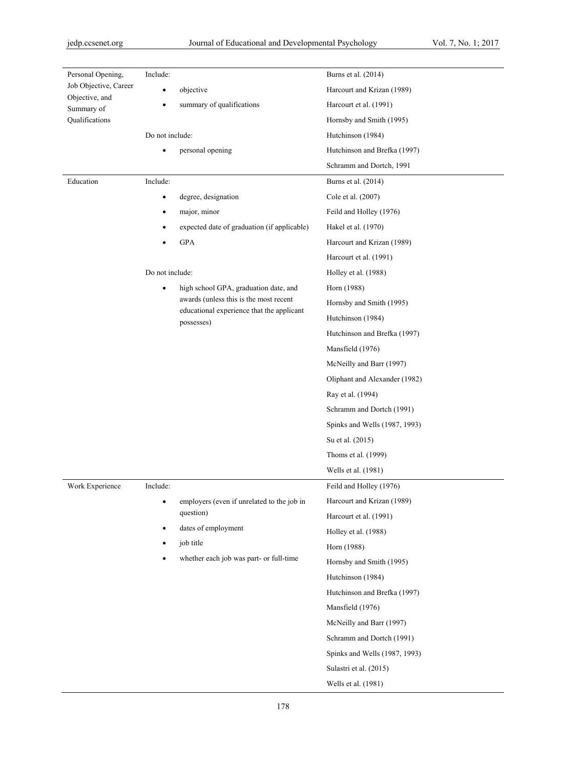| | | |
|---|---|---|
| Personal Opening, Job Objective, Career Objective, and Summary of Qualifications | Include:<br>• objective<br>• summary of qualifications<br><br>Do not include:<br>• personal opening | Burns et al. (2014)<br>Harcourt and Krizan (1989)<br>Harcourt et al. (1991)<br>Hornsby and Smith (1995)<br>Hutchinson (1984)<br>Hutchinson and Brefka (1997)<br>Schramm and Dortch, 1991 |
| Education | Include:<br>• degree, designation<br>• major, minor<br>• expected date of graduation (if applicable)<br>• GPA<br><br>Do not include:<br>• high school GPA, graduation date, and awards (unless this is the most recent educational experience that the applicant possesses) | Burns et al. (2014)<br>Cole et al. (2007)<br>Feild and Holley (1976)<br>Hakel et al. (1970)<br>Harcourt and Krizan (1989)<br>Harcourt et al. (1991)<br>Holley et al. (1988)<br>Horn (1988)<br>Hornsby and Smith (1995)<br>Hutchinson (1984)<br>Hutchinson and Brefka (1997)<br>Mansfield (1976)<br>McNeilly and Barr (1997)<br>Oliphant and Alexander (1982)<br>Ray et al. (1994)<br>Schramm and Dortch (1991)<br>Spinks and Wells (1987, 1993)<br>Su et al. (2015)<br>Thoms et al. (1999)<br>Wells et al. (1981) |
| Work Experience | Include:<br>• employers (even if unrelated to the job in question)<br>• dates of employment<br>• job title<br>• whether each job was part- or full-time | Feild and Holley (1976)<br>Harcourt and Krizan (1989)<br>Harcourt et al. (1991)<br>Holley et al. (1988)<br>Horn (1988)<br>Hornsby and Smith (1995)<br>Hutchinson (1984)<br>Hutchinson and Brefka (1997)<br>Mansfield (1976)<br>McNeilly and Barr (1997)<br>Schramm and Dortch (1991)<br>Spinks and Wells (1987, 1993)<br>Sulastri et al. (2015)<br>Wells et al. (1981) |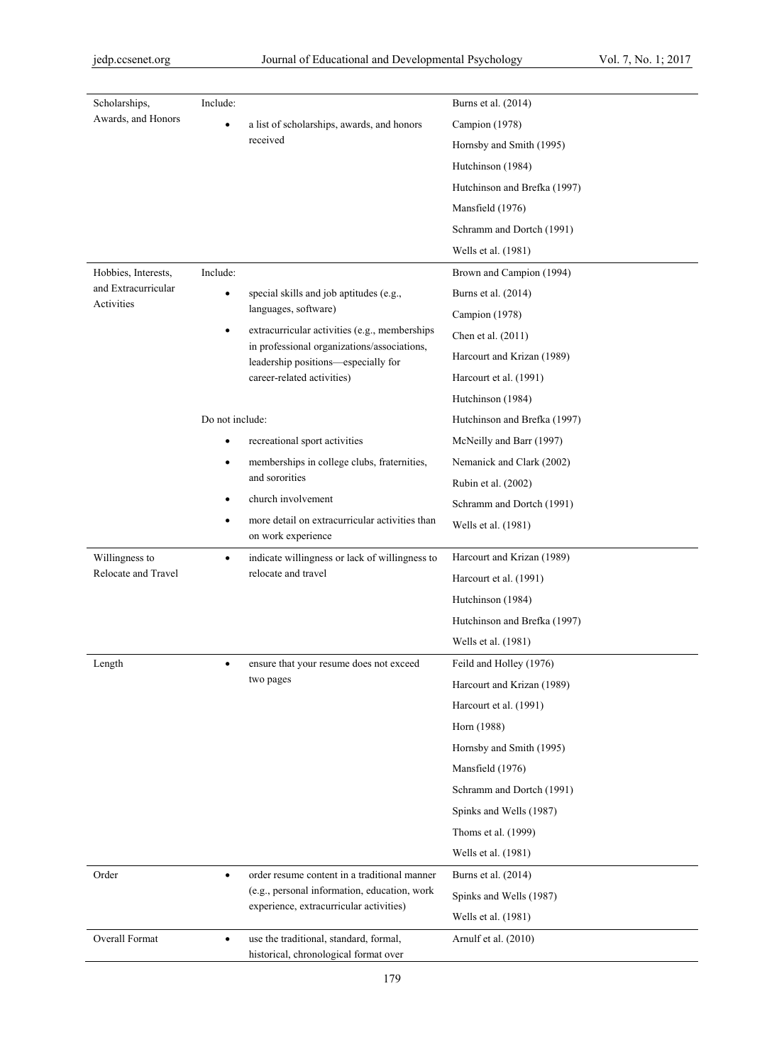| | | |
|---|---|---|
| Scholarships, Awards, and Honors | Include:<br>• a list of scholarships, awards, and honors received | Burns et al. (2014)<br>Campion (1978)<br>Hornsby and Smith (1995)<br>Hutchinson (1984)<br>Hutchinson and Brefka (1997)<br>Mansfield (1976)<br>Schramm and Dortch (1991)<br>Wells et al. (1981) |
| Hobbies, Interests, and Extracurricular Activities | Include:<br>• special skills and job aptitudes (e.g., languages, software)<br>• extracurricular activities (e.g., memberships in professional organizations/associations, leadership positions—especially for career-related activities)<br><br>Do not include:<br>• recreational sport activities<br>• memberships in college clubs, fraternities, and sororities<br>• church involvement<br>• more detail on extracurricular activities than on work experience | Brown and Campion (1994)<br>Burns et al. (2014)<br>Campion (1978)<br>Chen et al. (2011)<br>Harcourt and Krizan (1989)<br>Harcourt et al. (1991)<br>Hutchinson (1984)<br>Hutchinson and Brefka (1997)<br>McNeilly and Barr (1997)<br>Nemanick and Clark (2002)<br>Rubin et al. (2002)<br>Schramm and Dortch (1991)<br>Wells et al. (1981) |
| Willingness to Relocate and Travel | • indicate willingness or lack of willingness to relocate and travel | Harcourt and Krizan (1989)<br>Harcourt et al. (1991)<br>Hutchinson (1984)<br>Hutchinson and Brefka (1997)<br>Wells et al. (1981) |
| Length | • ensure that your resume does not exceed two pages | Feild and Holley (1976)<br>Harcourt and Krizan (1989)<br>Harcourt et al. (1991)<br>Horn (1988)<br>Hornsby and Smith (1995)<br>Mansfield (1976)<br>Schramm and Dortch (1991)<br>Spinks and Wells (1987)<br>Thoms et al. (1999)<br>Wells et al. (1981) |
| Order | • order resume content in a traditional manner (e.g., personal information, education, work experience, extracurricular activities) | Burns et al. (2014)<br>Spinks and Wells (1987)<br>Wells et al. (1981) |
| Overall Format | • use the traditional, standard, formal, historical, chronological format over | Arnulf et al. (2010) |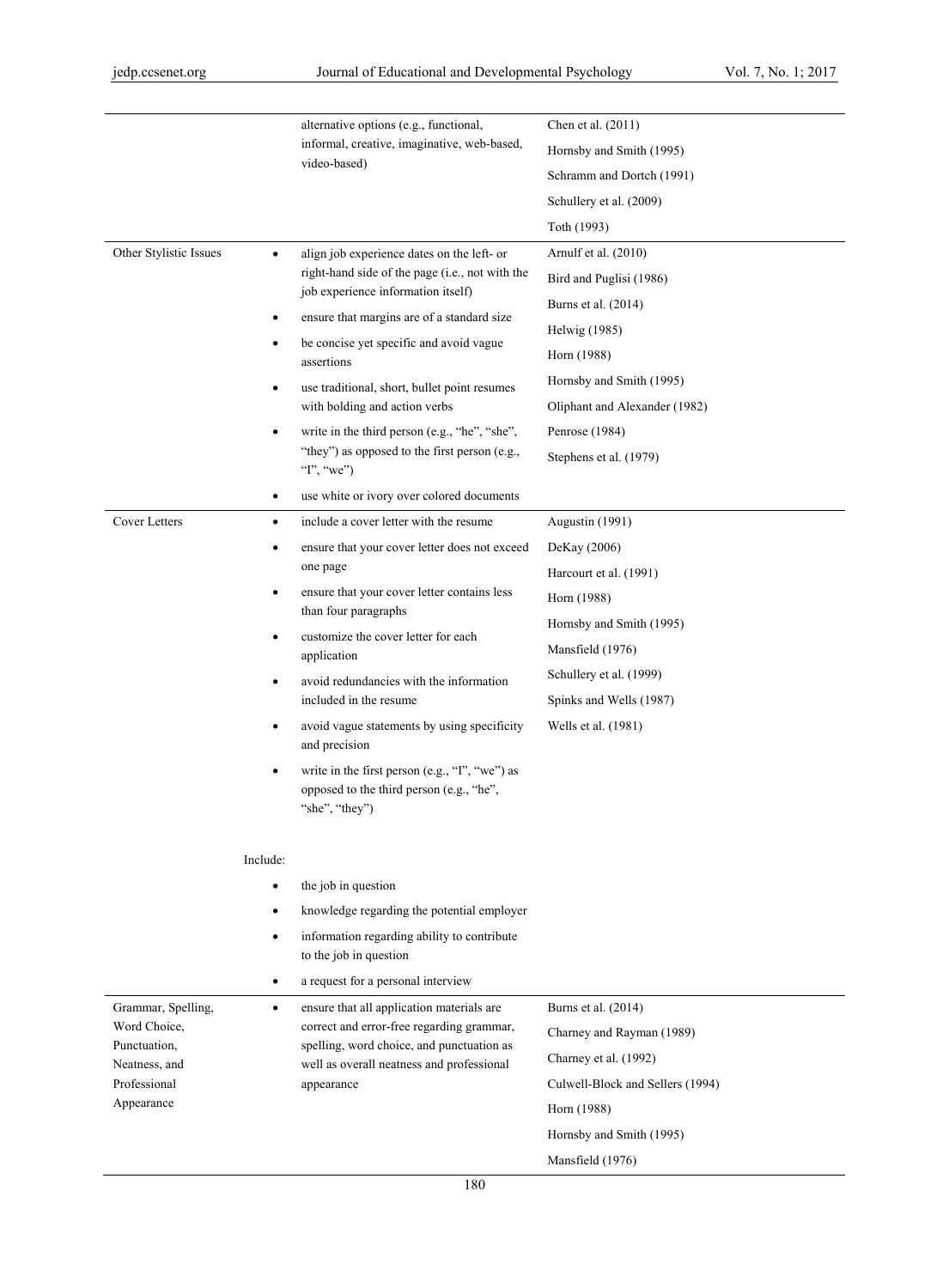| | | |
|---|---|---|
| | alternative options (e.g., functional, informal, creative, imaginative, web-based, video-based) | Chen et al. (2011)<br>Hornsby and Smith (1995)<br>Schramm and Dortch (1991)<br>Schullery et al. (2009)<br>Toth (1993) |
| Other Stylistic Issues | • align job experience dates on the left- or right-hand side of the page (i.e., not with the job experience information itself)<br>• ensure that margins are of a standard size<br>• be concise yet specific and avoid vague assertions<br>• use traditional, short, bullet point resumes with bolding and action verbs<br>• write in the third person (e.g., "he", "she", "they") as opposed to the first person (e.g., "I", "we")<br>• use white or ivory over colored documents | Arnulf et al. (2010)<br>Bird and Puglisi (1986)<br>Burns et al. (2014)<br>Helwig (1985)<br>Horn (1988)<br>Hornsby and Smith (1995)<br>Oliphant and Alexander (1982)<br>Penrose (1984)<br>Stephens et al. (1979) |
| Cover Letters | • include a cover letter with the resume<br>• ensure that your cover letter does not exceed one page<br>• ensure that your cover letter contains less than four paragraphs<br>• customize the cover letter for each application<br>• avoid redundancies with the information included in the resume<br>• avoid vague statements by using specificity and precision<br>• write in the first person (e.g., "I", "we") as opposed to the third person (e.g., "he", "she", "they")<br><br>Include:<br>• the job in question<br>• knowledge regarding the potential employer<br>• information regarding ability to contribute to the job in question<br>• a request for a personal interview | Augustin (1991)<br>DeKay (2006)<br>Harcourt et al. (1991)<br>Horn (1988)<br>Hornsby and Smith (1995)<br>Mansfield (1976)<br>Schullery et al. (1999)<br>Spinks and Wells (1987)<br>Wells et al. (1981) |
| Grammar, Spelling, Word Choice, Punctuation, Neatness, and Professional Appearance | • ensure that all application materials are correct and error-free regarding grammar, spelling, word choice, and punctuation as well as overall neatness and professional appearance | Burns et al. (2014)<br>Charney and Rayman (1989)<br>Charney et al. (1992)<br>Culwell-Block and Sellers (1994)<br>Horn (1988)<br>Hornsby and Smith (1995)<br>Mansfield (1976) |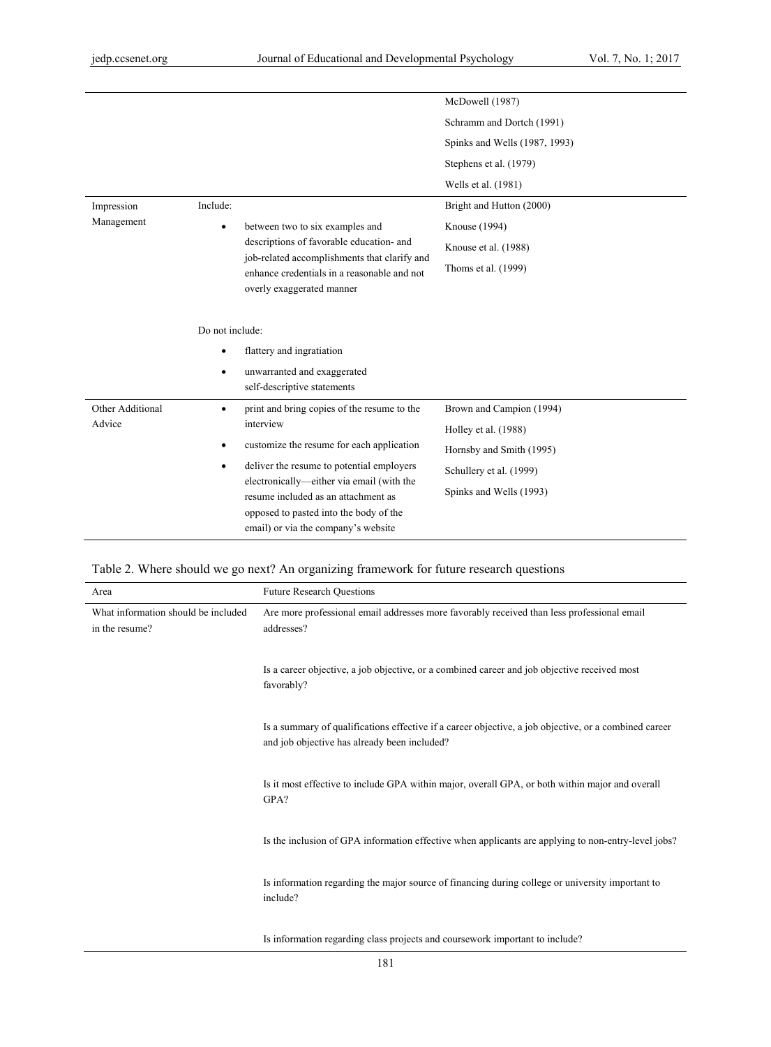| | | |
|---|---|---|
| | | McDowell (1987)<br>Schramm and Dortch (1991)<br>Spinks and Wells (1987, 1993)<br>Stephens et al. (1979)<br>Wells et al. (1981) |
| Impression Management | Include:<br>• between two to six examples and descriptions of favorable education- and job-related accomplishments that clarify and enhance credentials in a reasonable and not overly exaggerated manner<br><br>Do not include:<br>• flattery and ingratiation<br>• unwarranted and exaggerated self-descriptive statements | Bright and Hutton (2000)<br>Knouse (1994)<br>Knouse et al. (1988)<br>Thoms et al. (1999) |
| Other Additional Advice | • print and bring copies of the resume to the interview<br>• customize the resume for each application<br>• deliver the resume to potential employers electronically—either via email (with the resume included as an attachment as opposed to pasted into the body of the email) or via the company's website | Brown and Campion (1994)<br>Holley et al. (1988)<br>Hornsby and Smith (1995)<br>Schullery et al. (1999)<br>Spinks and Wells (1993) |

Table 2. Where should we go next? An organizing framework for future research questions

| Area | Future Research Questions |
|---|---|
| What information should be included in the resume? | Are more professional email addresses more favorably received than less professional email addresses? |
| | Is a career objective, a job objective, or a combined career and job objective received most favorably? |
| | Is a summary of qualifications effective if a career objective, a job objective, or a combined career and job objective has already been included? |
| | Is it most effective to include GPA within major, overall GPA, or both within major and overall GPA? |
| | Is the inclusion of GPA information effective when applicants are applying to non-entry-level jobs? |
| | Is information regarding the major source of financing during college or university important to include? |
| | Is information regarding class projects and coursework important to include? |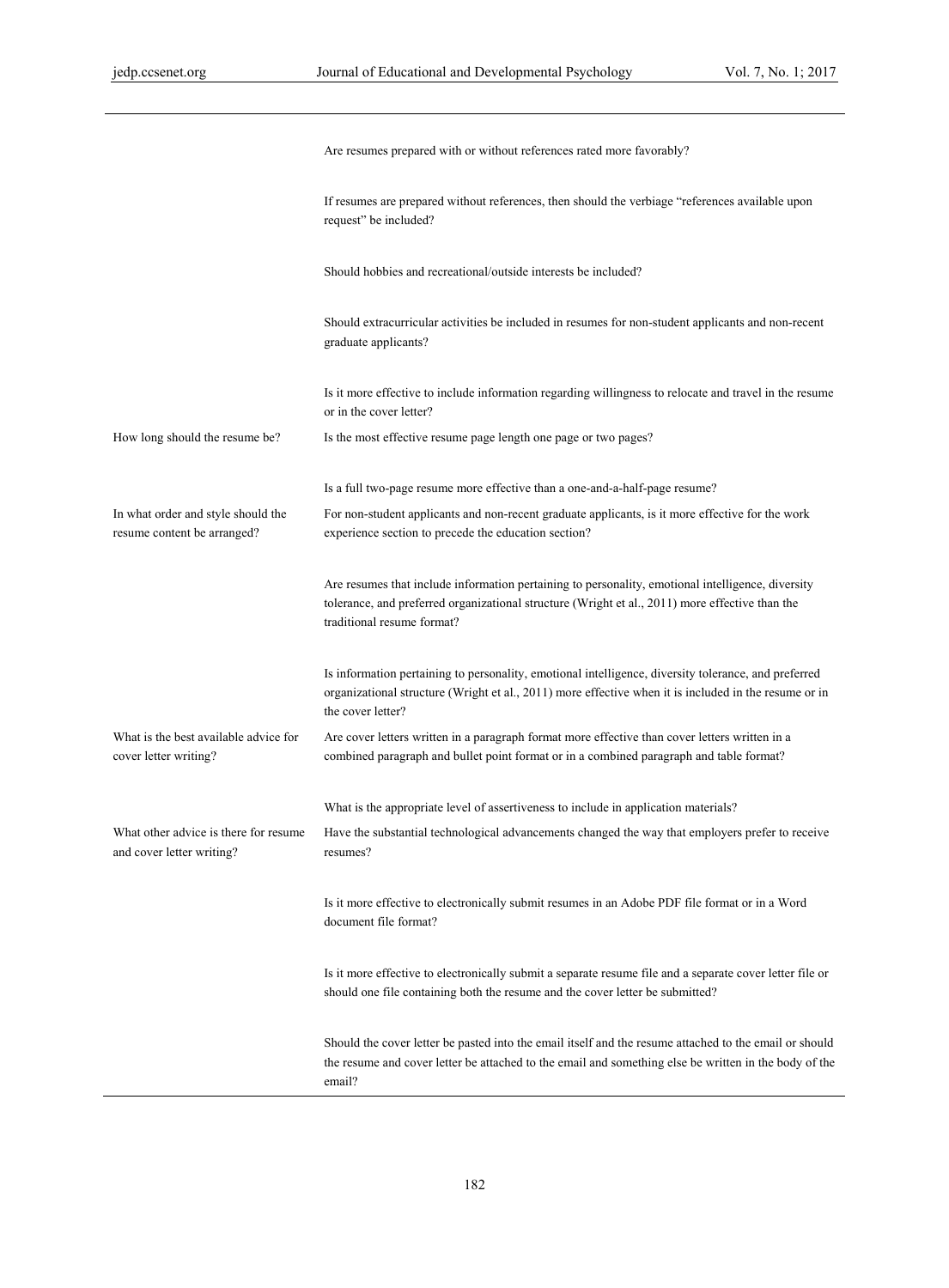| | |
|---|---|
| | Are resumes prepared with or without references rated more favorably? |
| | If resumes are prepared without references, then should the verbiage "references available upon request" be included? |
| | Should hobbies and recreational/outside interests be included? |
| | Should extracurricular activities be included in resumes for non-student applicants and non-recent graduate applicants? |
| | Is it more effective to include information regarding willingness to relocate and travel in the resume or in the cover letter? |
| How long should the resume be? | Is the most effective resume page length one page or two pages? |
| | Is a full two-page resume more effective than a one-and-a-half-page resume? |
| In what order and style should the resume content be arranged? | For non-student applicants and non-recent graduate applicants, is it more effective for the work experience section to precede the education section? |
| | Are resumes that include information pertaining to personality, emotional intelligence, diversity tolerance, and preferred organizational structure (Wright et al., 2011) more effective than the traditional resume format? |
| | Is information pertaining to personality, emotional intelligence, diversity tolerance, and preferred organizational structure (Wright et al., 2011) more effective when it is included in the resume or in the cover letter? |
| What is the best available advice for cover letter writing? | Are cover letters written in a paragraph format more effective than cover letters written in a combined paragraph and bullet point format or in a combined paragraph and table format? |
| | What is the appropriate level of assertiveness to include in application materials? |
| What other advice is there for resume and cover letter writing? | Have the substantial technological advancements changed the way that employers prefer to receive resumes? |
| | Is it more effective to electronically submit resumes in an Adobe PDF file format or in a Word document file format? |
| | Is it more effective to electronically submit a separate resume file and a separate cover letter file or should one file containing both the resume and the cover letter be submitted? |
| | Should the cover letter be pasted into the email itself and the resume attached to the email or should the resume and cover letter be attached to the email and something else be written in the body of the email? |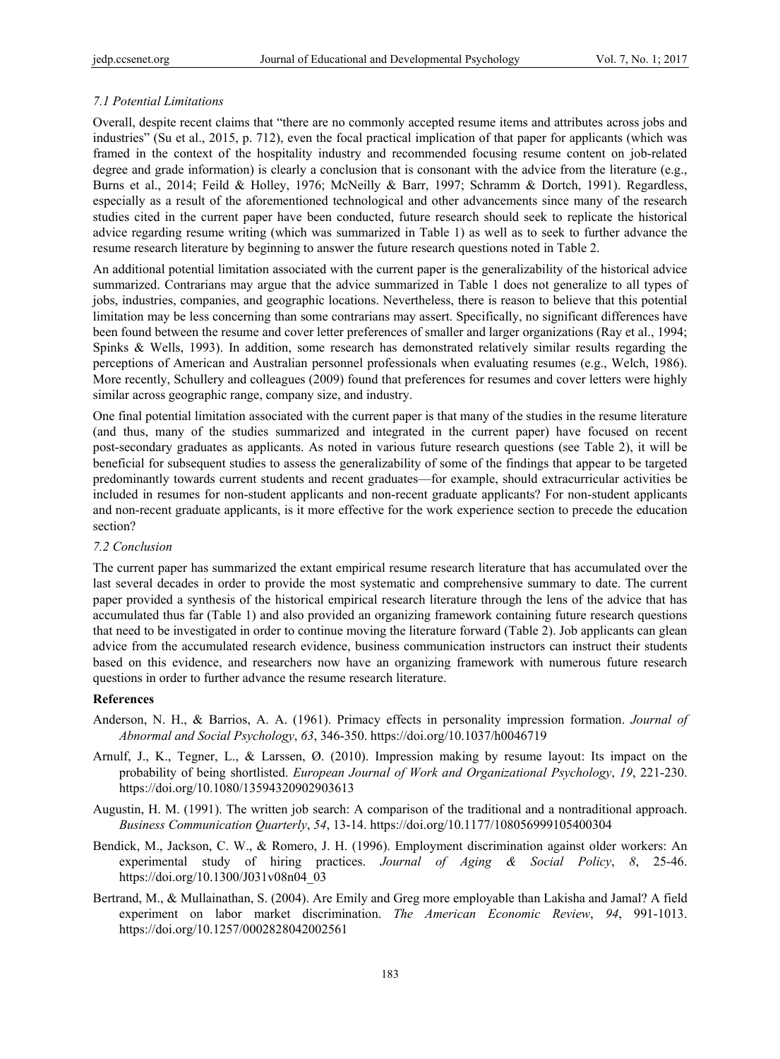### *7.1 Potential Limitations*

Overall, despite recent claims that "there are no commonly accepted resume items and attributes across jobs and industries" (Su et al., 2015, p. 712), even the focal practical implication of that paper for applicants (which was framed in the context of the hospitality industry and recommended focusing resume content on job-related degree and grade information) is clearly a conclusion that is consonant with the advice from the literature (e.g., Burns et al., 2014; Feild & Holley, 1976; McNeilly & Barr, 1997; Schramm & Dortch, 1991). Regardless, especially as a result of the aforementioned technological and other advancements since many of the research studies cited in the current paper have been conducted, future research should seek to replicate the historical advice regarding resume writing (which was summarized in Table 1) as well as to seek to further advance the resume research literature by beginning to answer the future research questions noted in Table 2.

An additional potential limitation associated with the current paper is the generalizability of the historical advice summarized. Contrarians may argue that the advice summarized in Table 1 does not generalize to all types of jobs, industries, companies, and geographic locations. Nevertheless, there is reason to believe that this potential limitation may be less concerning than some contrarians may assert. Specifically, no significant differences have been found between the resume and cover letter preferences of smaller and larger organizations (Ray et al., 1994; Spinks & Wells, 1993). In addition, some research has demonstrated relatively similar results regarding the perceptions of American and Australian personnel professionals when evaluating resumes (e.g., Welch, 1986). More recently, Schullery and colleagues (2009) found that preferences for resumes and cover letters were highly similar across geographic range, company size, and industry.

One final potential limitation associated with the current paper is that many of the studies in the resume literature (and thus, many of the studies summarized and integrated in the current paper) have focused on recent post-secondary graduates as applicants. As noted in various future research questions (see Table 2), it will be beneficial for subsequent studies to assess the generalizability of some of the findings that appear to be targeted predominantly towards current students and recent graduates—for example, should extracurricular activities be included in resumes for non-student applicants and non-recent graduate applicants? For non-student applicants and non-recent graduate applicants, is it more effective for the work experience section to precede the education section?

### *7.2 Conclusion*

The current paper has summarized the extant empirical resume research literature that has accumulated over the last several decades in order to provide the most systematic and comprehensive summary to date. The current paper provided a synthesis of the historical empirical research literature through the lens of the advice that has accumulated thus far (Table 1) and also provided an organizing framework containing future research questions that need to be investigated in order to continue moving the literature forward (Table 2). Job applicants can glean advice from the accumulated research evidence, business communication instructors can instruct their students based on this evidence, and researchers now have an organizing framework with numerous future research questions in order to further advance the resume research literature.

**References**

Anderson, N. H., & Barrios, A. A. (1961). Primacy effects in personality impression formation. *Journal of Abnormal and Social Psychology*, *63*, 346-350. https://doi.org/10.1037/h0046719

Arnulf, J., K., Tegner, L., & Larssen, Ø. (2010). Impression making by resume layout: Its impact on the probability of being shortlisted. *European Journal of Work and Organizational Psychology*, *19*, 221-230. https://doi.org/10.1080/13594320902903613

Augustin, H. M. (1991). The written job search: A comparison of the traditional and a nontraditional approach. *Business Communication Quarterly*, *54*, 13-14. https://doi.org/10.1177/108056999105400304

Bendick, M., Jackson, C. W., & Romero, J. H. (1996). Employment discrimination against older workers: An experimental study of hiring practices. *Journal of Aging & Social Policy*, *8*, 25-46. https://doi.org/10.1300/J031v08n04_03

Bertrand, M., & Mullainathan, S. (2004). Are Emily and Greg more employable than Lakisha and Jamal? A field experiment on labor market discrimination. *The American Economic Review*, *94*, 991-1013. https://doi.org/10.1257/0002828042002561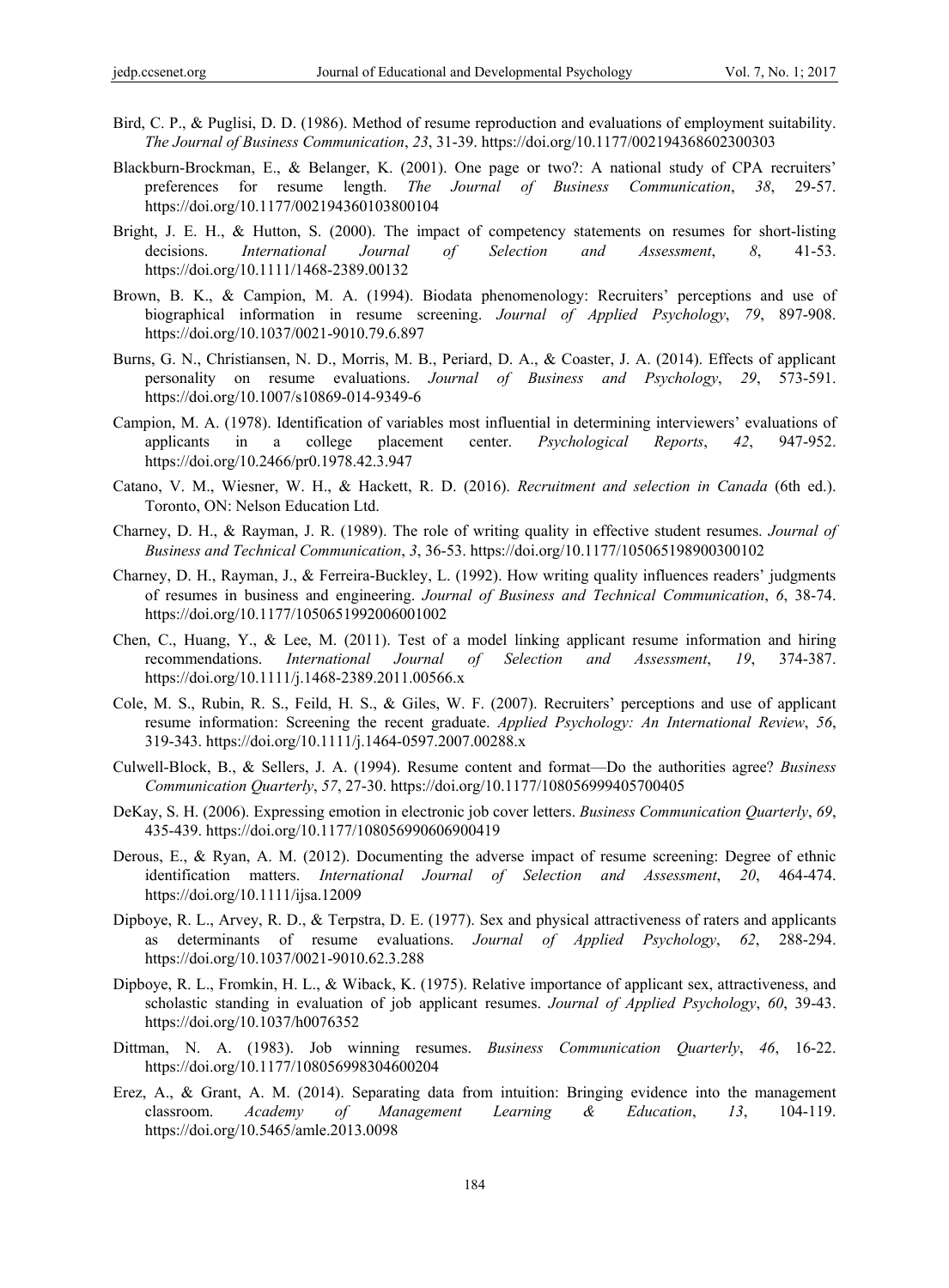Bird, C. P., & Puglisi, D. D. (1986). Method of resume reproduction and evaluations of employment suitability. *The Journal of Business Communication*, *23*, 31-39. https://doi.org/10.1177/002194368602300303

Blackburn-Brockman, E., & Belanger, K. (2001). One page or two?: A national study of CPA recruiters' preferences for resume length. *The Journal of Business Communication*, *38*, 29-57. https://doi.org/10.1177/002194360103800104

Bright, J. E. H., & Hutton, S. (2000). The impact of competency statements on resumes for short-listing decisions. *International Journal of Selection and Assessment*, *8*, 41-53. https://doi.org/10.1111/1468-2389.00132

Brown, B. K., & Campion, M. A. (1994). Biodata phenomenology: Recruiters' perceptions and use of biographical information in resume screening. *Journal of Applied Psychology*, *79*, 897-908. https://doi.org/10.1037/0021-9010.79.6.897

Burns, G. N., Christiansen, N. D., Morris, M. B., Periard, D. A., & Coaster, J. A. (2014). Effects of applicant personality on resume evaluations. *Journal of Business and Psychology*, *29*, 573-591. https://doi.org/10.1007/s10869-014-9349-6

Campion, M. A. (1978). Identification of variables most influential in determining interviewers' evaluations of applicants in a college placement center. *Psychological Reports*, *42*, 947-952. https://doi.org/10.2466/pr0.1978.42.3.947

Catano, V. M., Wiesner, W. H., & Hackett, R. D. (2016). *Recruitment and selection in Canada* (6th ed.). Toronto, ON: Nelson Education Ltd.

Charney, D. H., & Rayman, J. R. (1989). The role of writing quality in effective student resumes. *Journal of Business and Technical Communication*, *3*, 36-53. https://doi.org/10.1177/105065198900300102

Charney, D. H., Rayman, J., & Ferreira-Buckley, L. (1992). How writing quality influences readers' judgments of resumes in business and engineering. *Journal of Business and Technical Communication*, *6*, 38-74. https://doi.org/10.1177/1050651992006001002

Chen, C., Huang, Y., & Lee, M. (2011). Test of a model linking applicant resume information and hiring recommendations. *International Journal of Selection and Assessment*, *19*, 374-387. https://doi.org/10.1111/j.1468-2389.2011.00566.x

Cole, M. S., Rubin, R. S., Feild, H. S., & Giles, W. F. (2007). Recruiters' perceptions and use of applicant resume information: Screening the recent graduate. *Applied Psychology: An International Review*, *56*, 319-343. https://doi.org/10.1111/j.1464-0597.2007.00288.x

Culwell-Block, B., & Sellers, J. A. (1994). Resume content and format—Do the authorities agree? *Business Communication Quarterly*, *57*, 27-30. https://doi.org/10.1177/108056999405700405

DeKay, S. H. (2006). Expressing emotion in electronic job cover letters. *Business Communication Quarterly*, *69*, 435-439. https://doi.org/10.1177/108056990606900419

Derous, E., & Ryan, A. M. (2012). Documenting the adverse impact of resume screening: Degree of ethnic identification matters. *International Journal of Selection and Assessment*, *20*, 464-474. https://doi.org/10.1111/ijsa.12009

Dipboye, R. L., Arvey, R. D., & Terpstra, D. E. (1977). Sex and physical attractiveness of raters and applicants as determinants of resume evaluations. *Journal of Applied Psychology*, *62*, 288-294. https://doi.org/10.1037/0021-9010.62.3.288

Dipboye, R. L., Fromkin, H. L., & Wiback, K. (1975). Relative importance of applicant sex, attractiveness, and scholastic standing in evaluation of job applicant resumes. *Journal of Applied Psychology*, *60*, 39-43. https://doi.org/10.1037/h0076352

Dittman, N. A. (1983). Job winning resumes. *Business Communication Quarterly*, *46*, 16-22. https://doi.org/10.1177/108056998304600204

Erez, A., & Grant, A. M. (2014). Separating data from intuition: Bringing evidence into the management classroom. *Academy of Management Learning & Education*, *13*, 104-119. https://doi.org/10.5465/amle.2013.0098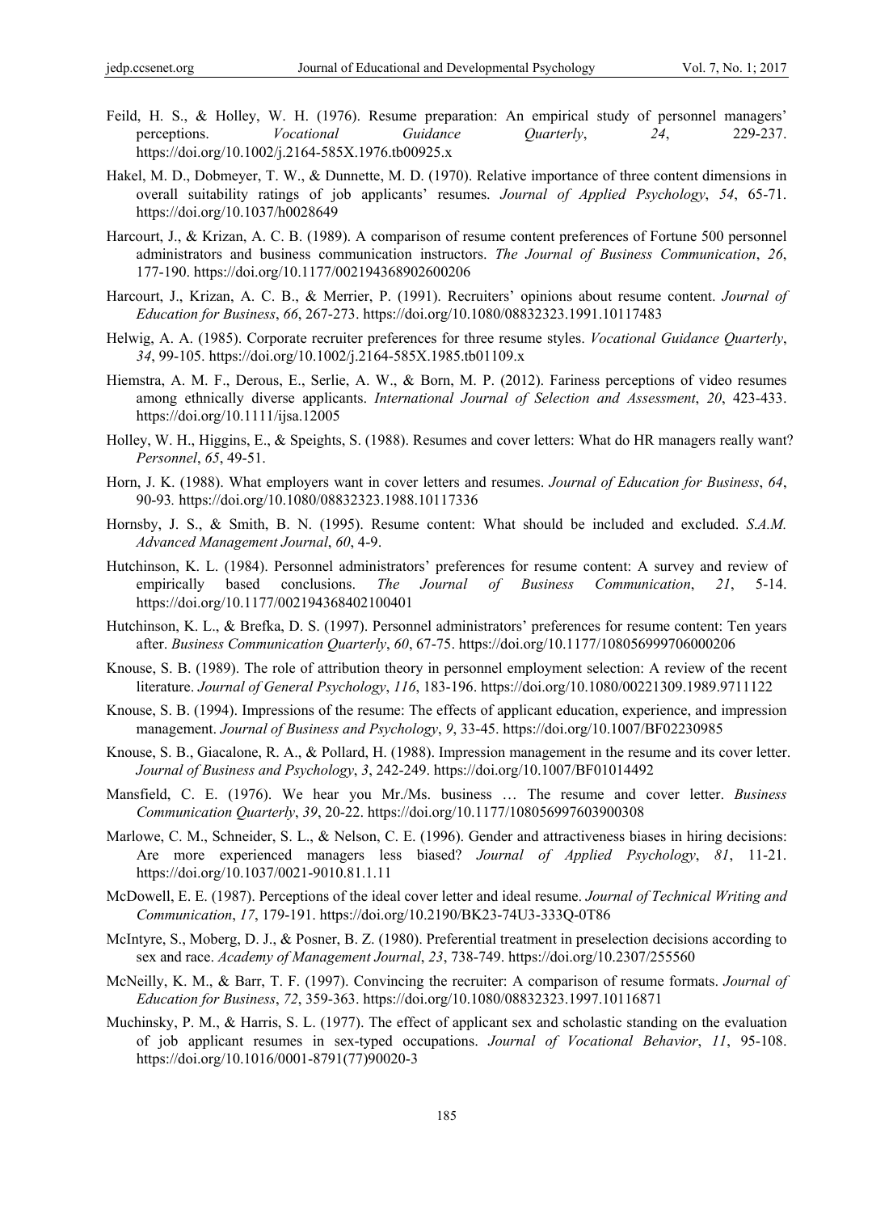Feild, H. S., & Holley, W. H. (1976). Resume preparation: An empirical study of personnel managers' perceptions. *Vocational Guidance Quarterly*, *24*, 229-237. https://doi.org/10.1002/j.2164-585X.1976.tb00925.x

Hakel, M. D., Dobmeyer, T. W., & Dunnette, M. D. (1970). Relative importance of three content dimensions in overall suitability ratings of job applicants' resumes. *Journal of Applied Psychology*, *54*, 65-71. https://doi.org/10.1037/h0028649

Harcourt, J., & Krizan, A. C. B. (1989). A comparison of resume content preferences of Fortune 500 personnel administrators and business communication instructors. *The Journal of Business Communication*, *26*, 177-190. https://doi.org/10.1177/002194368902600206

Harcourt, J., Krizan, A. C. B., & Merrier, P. (1991). Recruiters' opinions about resume content. *Journal of Education for Business*, *66*, 267-273. https://doi.org/10.1080/08832323.1991.10117483

Helwig, A. A. (1985). Corporate recruiter preferences for three resume styles. *Vocational Guidance Quarterly*, *34*, 99-105. https://doi.org/10.1002/j.2164-585X.1985.tb01109.x

Hiemstra, A. M. F., Derous, E., Serlie, A. W., & Born, M. P. (2012). Fariness perceptions of video resumes among ethnically diverse applicants. *International Journal of Selection and Assessment*, *20*, 423-433. https://doi.org/10.1111/ijsa.12005

Holley, W. H., Higgins, E., & Speights, S. (1988). Resumes and cover letters: What do HR managers really want? *Personnel*, *65*, 49-51.

Horn, J. K. (1988). What employers want in cover letters and resumes. *Journal of Education for Business*, *64*, 90-93. https://doi.org/10.1080/08832323.1988.10117336

Hornsby, J. S., & Smith, B. N. (1995). Resume content: What should be included and excluded. *S.A.M. Advanced Management Journal*, *60*, 4-9.

Hutchinson, K. L. (1984). Personnel administrators' preferences for resume content: A survey and review of empirically based conclusions. *The Journal of Business Communication*, *21*, 5-14. https://doi.org/10.1177/002194368402100401

Hutchinson, K. L., & Brefka, D. S. (1997). Personnel administrators' preferences for resume content: Ten years after. *Business Communication Quarterly*, *60*, 67-75. https://doi.org/10.1177/108056999706000206

Knouse, S. B. (1989). The role of attribution theory in personnel employment selection: A review of the recent literature. *Journal of General Psychology*, *116*, 183-196. https://doi.org/10.1080/00221309.1989.9711122

Knouse, S. B. (1994). Impressions of the resume: The effects of applicant education, experience, and impression management. *Journal of Business and Psychology*, *9*, 33-45. https://doi.org/10.1007/BF02230985

Knouse, S. B., Giacalone, R. A., & Pollard, H. (1988). Impression management in the resume and its cover letter. *Journal of Business and Psychology*, *3*, 242-249. https://doi.org/10.1007/BF01014492

Mansfield, C. E. (1976). We hear you Mr./Ms. business … The resume and cover letter. *Business Communication Quarterly*, *39*, 20-22. https://doi.org/10.1177/108056997603900308

Marlowe, C. M., Schneider, S. L., & Nelson, C. E. (1996). Gender and attractiveness biases in hiring decisions: Are more experienced managers less biased? *Journal of Applied Psychology*, *81*, 11-21. https://doi.org/10.1037/0021-9010.81.1.11

McDowell, E. E. (1987). Perceptions of the ideal cover letter and ideal resume. *Journal of Technical Writing and Communication*, *17*, 179-191. https://doi.org/10.2190/BK23-74U3-333Q-0T86

McIntyre, S., Moberg, D. J., & Posner, B. Z. (1980). Preferential treatment in preselection decisions according to sex and race. *Academy of Management Journal*, *23*, 738-749. https://doi.org/10.2307/255560

McNeilly, K. M., & Barr, T. F. (1997). Convincing the recruiter: A comparison of resume formats. *Journal of Education for Business*, *72*, 359-363. https://doi.org/10.1080/08832323.1997.10116871

Muchinsky, P. M., & Harris, S. L. (1977). The effect of applicant sex and scholastic standing on the evaluation of job applicant resumes in sex-typed occupations. *Journal of Vocational Behavior*, *11*, 95-108. https://doi.org/10.1016/0001-8791(77)90020-3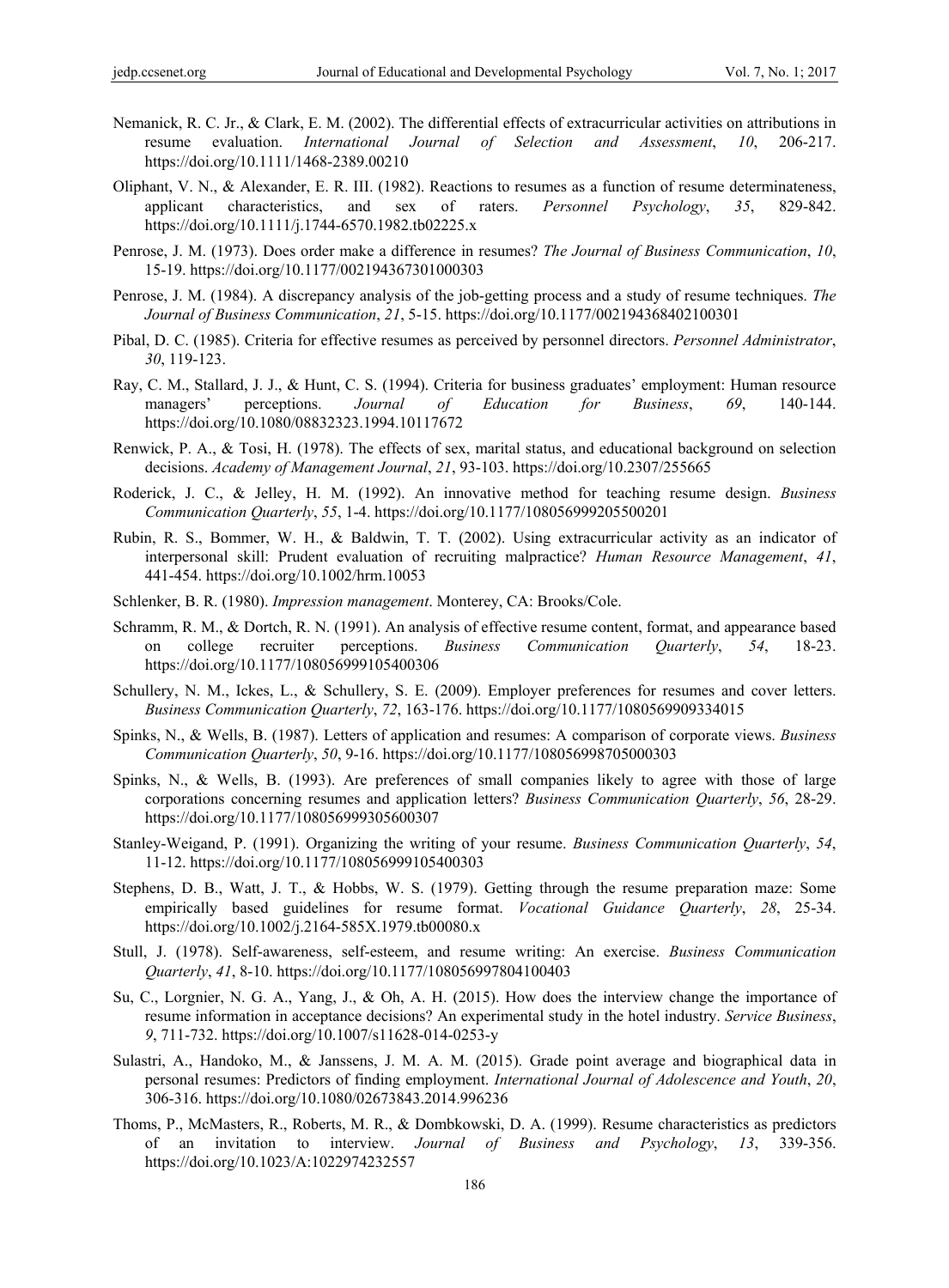Nemanick, R. C. Jr., & Clark, E. M. (2002). The differential effects of extracurricular activities on attributions in resume evaluation. *International Journal of Selection and Assessment*, *10*, 206-217. https://doi.org/10.1111/1468-2389.00210

Oliphant, V. N., & Alexander, E. R. III. (1982). Reactions to resumes as a function of resume determinateness, applicant characteristics, and sex of raters. *Personnel Psychology*, *35*, 829-842. https://doi.org/10.1111/j.1744-6570.1982.tb02225.x

Penrose, J. M. (1973). Does order make a difference in resumes? *The Journal of Business Communication*, *10*, 15-19. https://doi.org/10.1177/002194367301000303

Penrose, J. M. (1984). A discrepancy analysis of the job-getting process and a study of resume techniques. *The Journal of Business Communication*, *21*, 5-15. https://doi.org/10.1177/002194368402100301

Pibal, D. C. (1985). Criteria for effective resumes as perceived by personnel directors. *Personnel Administrator*, *30*, 119-123.

Ray, C. M., Stallard, J. J., & Hunt, C. S. (1994). Criteria for business graduates' employment: Human resource managers' perceptions. *Journal of Education for Business*, *69*, 140-144. https://doi.org/10.1080/08832323.1994.10117672

Renwick, P. A., & Tosi, H. (1978). The effects of sex, marital status, and educational background on selection decisions. *Academy of Management Journal*, *21*, 93-103. https://doi.org/10.2307/255665

Roderick, J. C., & Jelley, H. M. (1992). An innovative method for teaching resume design. *Business Communication Quarterly*, *55*, 1-4. https://doi.org/10.1177/108056999205500201

Rubin, R. S., Bommer, W. H., & Baldwin, T. T. (2002). Using extracurricular activity as an indicator of interpersonal skill: Prudent evaluation of recruiting malpractice? *Human Resource Management*, *41*, 441-454. https://doi.org/10.1002/hrm.10053

Schlenker, B. R. (1980). *Impression management*. Monterey, CA: Brooks/Cole.

Schramm, R. M., & Dortch, R. N. (1991). An analysis of effective resume content, format, and appearance based on college recruiter perceptions. *Business Communication Quarterly*, *54*, 18-23. https://doi.org/10.1177/108056999105400306

Schullery, N. M., Ickes, L., & Schullery, S. E. (2009). Employer preferences for resumes and cover letters. *Business Communication Quarterly*, *72*, 163-176. https://doi.org/10.1177/1080569909334015

Spinks, N., & Wells, B. (1987). Letters of application and resumes: A comparison of corporate views. *Business Communication Quarterly*, *50*, 9-16. https://doi.org/10.1177/108056998705000303

Spinks, N., & Wells, B. (1993). Are preferences of small companies likely to agree with those of large corporations concerning resumes and application letters? *Business Communication Quarterly*, *56*, 28-29. https://doi.org/10.1177/108056999305600307

Stanley-Weigand, P. (1991). Organizing the writing of your resume. *Business Communication Quarterly*, *54*, 11-12. https://doi.org/10.1177/108056999105400303

Stephens, D. B., Watt, J. T., & Hobbs, W. S. (1979). Getting through the resume preparation maze: Some empirically based guidelines for resume format. *Vocational Guidance Quarterly*, *28*, 25-34. https://doi.org/10.1002/j.2164-585X.1979.tb00080.x

Stull, J. (1978). Self-awareness, self-esteem, and resume writing: An exercise. *Business Communication Quarterly*, *41*, 8-10. https://doi.org/10.1177/108056997804100403

Su, C., Lorgnier, N. G. A., Yang, J., & Oh, A. H. (2015). How does the interview change the importance of resume information in acceptance decisions? An experimental study in the hotel industry. *Service Business*, *9*, 711-732. https://doi.org/10.1007/s11628-014-0253-y

Sulastri, A., Handoko, M., & Janssens, J. M. A. M. (2015). Grade point average and biographical data in personal resumes: Predictors of finding employment. *International Journal of Adolescence and Youth*, *20*, 306-316. https://doi.org/10.1080/02673843.2014.996236

Thoms, P., McMasters, R., Roberts, M. R., & Dombkowski, D. A. (1999). Resume characteristics as predictors of an invitation to interview. *Journal of Business and Psychology*, *13*, 339-356. https://doi.org/10.1023/A:1022974232557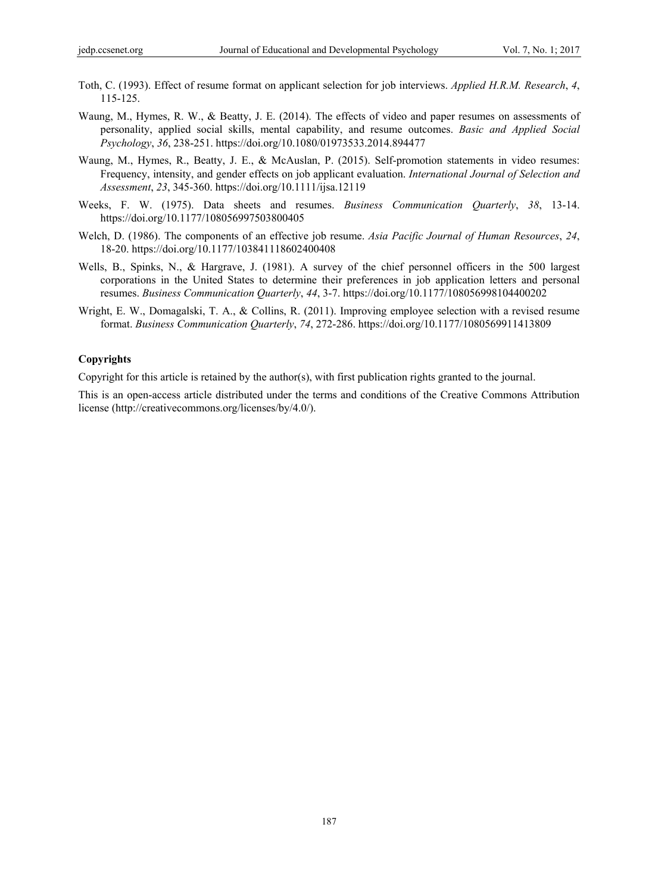Toth, C. (1993). Effect of resume format on applicant selection for job interviews. *Applied H.R.M. Research*, *4*, 115-125.

Waung, M., Hymes, R. W., & Beatty, J. E. (2014). The effects of video and paper resumes on assessments of personality, applied social skills, mental capability, and resume outcomes. *Basic and Applied Social Psychology*, *36*, 238-251. https://doi.org/10.1080/01973533.2014.894477

Waung, M., Hymes, R., Beatty, J. E., & McAuslan, P. (2015). Self-promotion statements in video resumes: Frequency, intensity, and gender effects on job applicant evaluation. *International Journal of Selection and Assessment*, *23*, 345-360. https://doi.org/10.1111/ijsa.12119

Weeks, F. W. (1975). Data sheets and resumes. *Business Communication Quarterly*, *38*, 13-14. https://doi.org/10.1177/108056997503800405

Welch, D. (1986). The components of an effective job resume. *Asia Pacific Journal of Human Resources*, *24*, 18-20. https://doi.org/10.1177/103841118602400408

Wells, B., Spinks, N., & Hargrave, J. (1981). A survey of the chief personnel officers in the 500 largest corporations in the United States to determine their preferences in job application letters and personal resumes. *Business Communication Quarterly*, *44*, 3-7. https://doi.org/10.1177/108056998104400202

Wright, E. W., Domagalski, T. A., & Collins, R. (2011). Improving employee selection with a revised resume format. *Business Communication Quarterly*, *74*, 272-286. https://doi.org/10.1177/1080569911413809

**Copyrights**

Copyright for this article is retained by the author(s), with first publication rights granted to the journal.

This is an open-access article distributed under the terms and conditions of the Creative Commons Attribution license (http://creativecommons.org/licenses/by/4.0/).